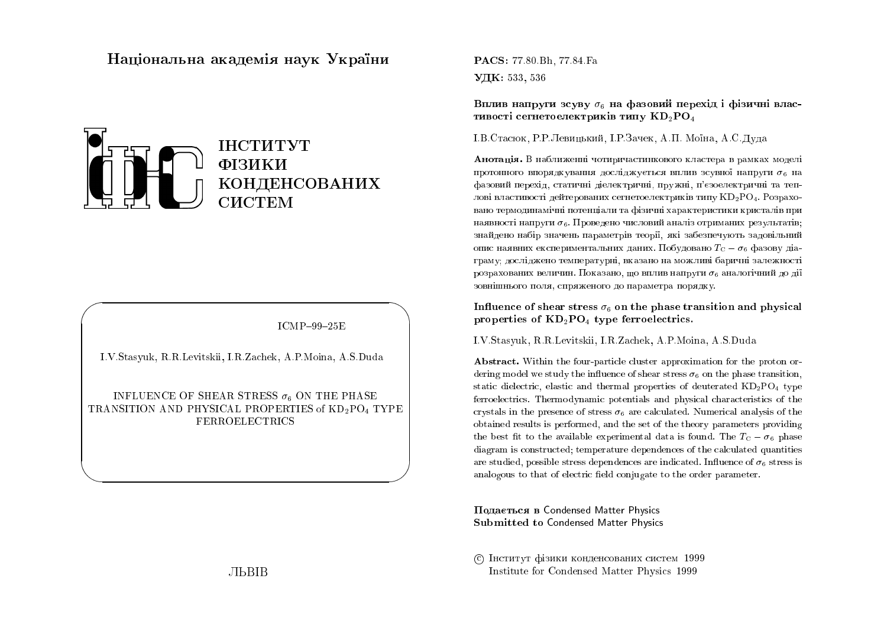# Національна академія наук України

ІНСТИТУТ ФІЗИКИ КОНДЕНСОВАНИХ СИСТЕМ

ICMP–99–25E

I.V.Stasyuk, R.R.Levitskii, I.R.Zachek, A.P.Moina, A.S.Duda

INFLUENCE OF SHEAR STRESS $\sigma_6$ ON THE PHASE TRANSITION AND PHYSICAL PROPERTIES of $KD_2PO_4$ TYPE FERROELECTRICS

ЛЬВІВ

**PACS:** 77.80.Bh, 77.84.Fa

**УДК:** 533, 536

**Вплив напруги зсуву $\sigma_6$ на фазовий перехід і фізичні властивості сегнетоелектриків типу $KD_2PO_4$**

І.В.Стасюк, Р.Р.Левицький, І.Р.Зачек, А.П. Моїна, А.С.Дуда

**Анотація.** В наближенні чотиричастинкового кластера в рамках моделі протонного впорядкування досліджується вплив зсувної напруги $\sigma_6$ на фазовий перехід, статичні діелектричні, пружні, п'єзоелектричні та теплові властивості дейтерованих сегнетоелектриків типу $KD_2PO_4$. Розраховано термодинамічні потенціали та фізичні характеристики кристалів при наявності напруги $\sigma_6$. Проведено числовий аналіз отриманих результатів; знайдено набір значень параметрів теорії, які забезпечують задовільний опис наявних експериментальних даних. Побудовано $T_C - \sigma_6$ фазову діаграму; досліджено температурні, вказано на можливі баричні залежності розрахованих величин. Показано, що вплив напруги $\sigma_6$ аналогічний до дії зовнішнього поля, спряженого до параметра порядку.

**Influence of shear stress $\sigma_6$ on the phase transition and physical properties of $KD_2PO_4$ type ferroelectrics.**

I.V.Stasyuk, R.R.Levitskii, I.R.Zachek, A.P.Moina, A.S.Duda

**Abstract.** Within the four-particle cluster approximation for the proton ordering model we study the influence of shear stress $\sigma_6$ on the phase transition, static dielectric, elastic and thermal properties of deuterated $KD_2PO_4$ type ferroelectrics. Thermodynamic potentials and physical characteristics of the crystals in the presence of stress $\sigma_6$ are calculated. Numerical analysis of the obtained results is performed, and the set of the theory parameters providing the best fit to the available experimental data is found. The $T_C - \sigma_6$ phase diagram is constructed; temperature dependences of the calculated quantities are studied, possible stress dependences are indicated. Influence of $\sigma_6$ stress is analogous to that of electric field conjugate to the order parameter.

**Подається в** Condensed Matter Physics
**Submitted to** Condensed Matter Physics

© Інститут фізики конденсованих систем 1999
Institute for Condensed Matter Physics 1999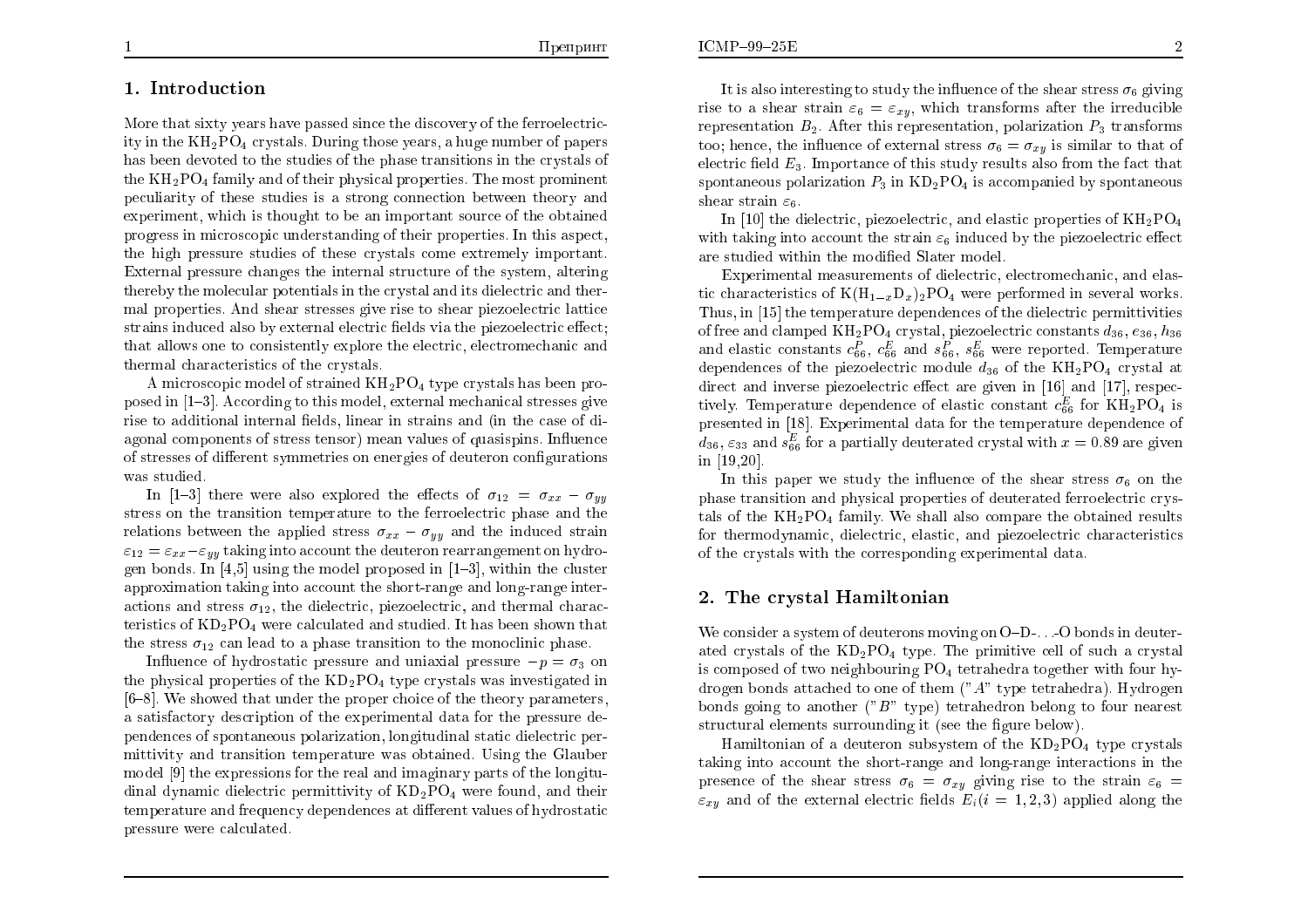## 1. Introduction

More that sixty years have passed since the discovery of the ferroelectricity in the $KH_2PO_4$ crystals. During those years, a huge number of papers has been devoted to the studies of the phase transitions in the crystals of the $KH_2PO_4$ family and of their physical properties. The most prominent peculiarity of these studies is a strong connection between theory and experiment, which is thought to be an important source of the obtained progress in microscopic understanding of their properties. In this aspect, the high pressure studies of these crystals come extremely important. External pressure changes the internal structure of the system, altering thereby the molecular potentials in the crystal and its dielectric and thermal properties. And shear stresses give rise to shear piezoelectric lattice strains induced also by external electric fields via the piezoelectric effect; that allows one to consistently explore the electric, electromechanic and thermal characteristics of the crystals.

A microscopic model of strained $KH_2PO_4$ type crystals has been proposed in [1–3]. According to this model, external mechanical stresses give rise to additional internal fields, linear in strains and (in the case of diagonal components of stress tensor) mean values of quasispins. Influence of stresses of different symmetries on energies of deuteron configurations was studied.

In [1–3] there were also explored the effects of $\sigma_{12} = \sigma_{xx} - \sigma_{yy}$ stress on the transition temperature to the ferroelectric phase and the relations between the applied stress $\sigma_{xx} - \sigma_{yy}$ and the induced strain $\varepsilon_{12} = \varepsilon_{xx} - \varepsilon_{yy}$ taking into account the deuteron rearrangement on hydrogen bonds. In [4,5] using the model proposed in [1–3], within the cluster approximation taking into account the short-range and long-range interactions and stress $\sigma_{12}$, the dielectric, piezoelectric, and thermal characteristics of $KD_2PO_4$ were calculated and studied. It has been shown that the stress $\sigma_{12}$ can lead to a phase transition to the monoclinic phase.

Influence of hydrostatic pressure and uniaxial pressure $-p = \sigma_3$ on the physical properties of the $KD_2PO_4$ type crystals was investigated in [6–8]. We showed that under the proper choice of the theory parameters, a satisfactory description of the experimental data for the pressure dependences of spontaneous polarization, longitudinal static dielectric permittivity and transition temperature was obtained. Using the Glauber model [9] the expressions for the real and imaginary parts of the longitudinal dynamic dielectric permittivity of $KD_2PO_4$ were found, and their temperature and frequency dependences at different values of hydrostatic pressure were calculated.

It is also interesting to study the influence of the shear stress $\sigma_6$ giving rise to a shear strain $\varepsilon_6 = \varepsilon_{xy}$, which transforms after the irreducible representation $B_2$. After this representation, polarization $P_3$ transforms too; hence, the influence of external stress $\sigma_6 = \sigma_{xy}$ is similar to that of electric field $E_3$. Importance of this study results also from the fact that spontaneous polarization $P_3$ in $KD_2PO_4$ is accompanied by spontaneous shear strain $\varepsilon_6$.

In [10] the dielectric, piezoelectric, and elastic properties of $KH_2PO_4$ with taking into account the strain $\varepsilon_6$ induced by the piezoelectric effect are studied within the modified Slater model.

Experimental measurements of dielectric, electromechanic, and elastic characteristics of $K(H_{1-x}D_x)_2PO_4$ were performed in several works. Thus, in [15] the temperature dependences of the dielectric permittivities of free and clamped $KH_2PO_4$ crystal, piezoelectric constants $d_{36}$, $e_{36}$, $h_{36}$ and elastic constants $c_{66}^P$, $c_{66}^E$ and $s_{66}^P$, $s_{66}^E$ were reported. Temperature dependences of the piezoelectric module $d_{36}$ of the $KH_2PO_4$ crystal at direct and inverse piezoelectric effect are given in [16] and [17], respectively. Temperature dependence of elastic constant $c_{66}^E$ for $KH_2PO_4$ is presented in [18]. Experimental data for the temperature dependence of $d_{36}$, $\varepsilon_{33}$ and $s_{66}^E$ for a partially deuterated crystal with $x = 0.89$ are given in [19,20].

In this paper we study the influence of the shear stress $\sigma_6$ on the phase transition and physical properties of deuterated ferroelectric crystals of the $KH_2PO_4$ family. We shall also compare the obtained results for thermodynamic, dielectric, elastic, and piezoelectric characteristics of the crystals with the corresponding experimental data.

## 2. The crystal Hamiltonian

We consider a system of deuterons moving on O–D-. . .-O bonds in deuterated crystals of the $KD_2PO_4$ type. The primitive cell of such a crystal is composed of two neighbouring $PO_4$ tetrahedra together with four hydrogen bonds attached to one of them ("$A$" type tetrahedra). Hydrogen bonds going to another ("$B$" type) tetrahedron belong to four nearest structural elements surrounding it (see the figure below).

Hamiltonian of a deuteron subsystem of the $KD_2PO_4$ type crystals taking into account the short-range and long-range interactions in the presence of the shear stress $\sigma_6 = \sigma_{xy}$ giving rise to the strain $\varepsilon_6 = \varepsilon_{xy}$ and of the external electric fields $E_i (i = 1, 2, 3)$ applied along the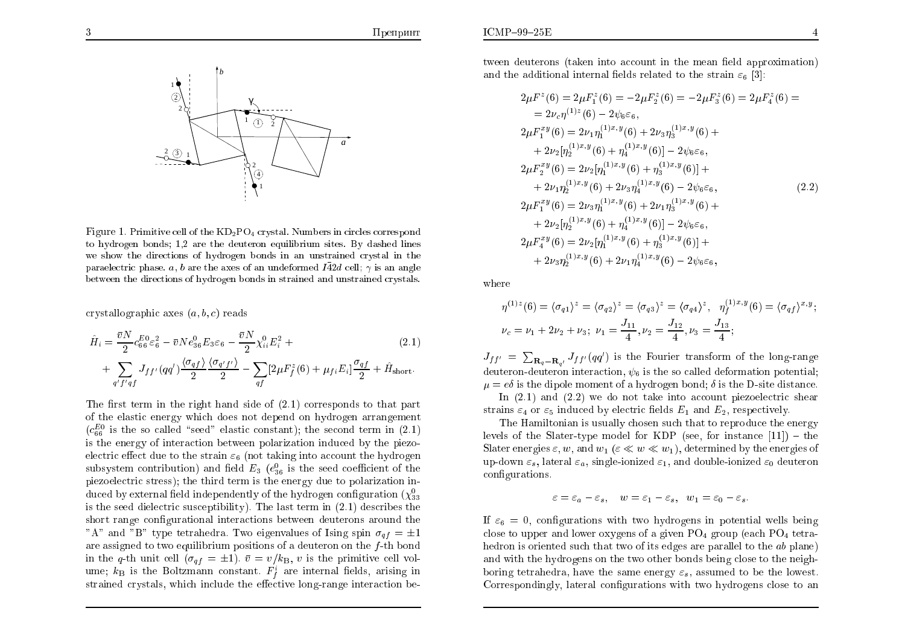Figure 1. Primitive cell of the $KD_2PO_4$ crystal. Numbers in circles correspond to hydrogen bonds; 1,2 are the deuteron equilibrium sites. By dashed lines we show the directions of hydrogen bonds in an unstrained crystal in the paraelectric phase. $a$, $b$ are the axes of an undeformed $I\bar{4}2d$ cell; $\gamma$ is an angle between the directions of hydrogen bonds in strained and unstrained crystals.

crystallographic axes $(a, b, c)$ reads

$$
\hat{H}_i = \frac{\bar{v}N}{2} c_{66}^{E0} \varepsilon_6^2 - \bar{v} N e_{36}^0 E_3 \varepsilon_6 - \frac{\bar{v}N}{2} \chi_{ii}^0 E_i^2 + \tag{2.1}
$$
$$
+ \sum_{q' f' q f} J_{ff'}(qq') \frac{\langle \sigma_{qf} \rangle}{2} \frac{\langle \sigma_{q'f'} \rangle}{2} - \sum_{qf} [2\mu F_f^z(6) + \mu_{fi} E_i] \frac{\sigma_{qf}}{2} + \hat{H}_{\rm short}.
$$

The first term in the right hand side of (2.1) corresponds to that part of the elastic energy which does not depend on hydrogen arrangement ($c_{66}^{E0}$ is the so called "seed" elastic constant); the second term in (2.1) is the energy of interaction between polarization induced by the piezoelectric effect due to the strain $\varepsilon_6$ (not taking into account the hydrogen subsystem contribution) and field $E_3$ ($e_{36}^0$ is the seed coefficient of the piezoelectric stress); the third term is the energy due to polarization induced by external field independently of the hydrogen configuration ($\chi_{33}^0$ is the seed dielectric susceptibility). The last term in (2.1) describes the short range configurational interactions between deuterons around the "A" and "B" type tetrahedra. Two eigenvalues of Ising spin $\sigma_{qf} = \pm 1$ are assigned to two equilibrium positions of a deuteron on the $f$-th bond in the $q$-th unit cell ($\sigma_{qf} = \pm 1$). $\bar{v} = v/k_{\rm B}$, $v$ is the primitive cell volume; $k_{\rm B}$ is the Boltzmann constant. $F_f^i$ are internal fields, arising in strained crystals, which include the effective long-range interaction between deuterons (taken into account in the mean field approximation) and the additional internal fields related to the strain $\varepsilon_6$ [3]:

$$
\begin{aligned}
& 2\mu F^z(6) = 2\mu F_1^z(6) = -2\mu F_2^z(6) = -2\mu F_3^z(6) = 2\mu F_4^z(6) = \\
& \quad = 2\nu_c \eta^{(1)z}(6) - 2\psi_6 \varepsilon_6, \\
& 2\mu F_1^{xy}(6) = 2\nu_1 \eta_1^{(1)x,y}(6) + 2\nu_3 \eta_3^{(1)x,y}(6) + \\
& \quad + 2\nu_2 [\eta_2^{(1)x,y}(6) + \eta_4^{(1)x,y}(6)] - 2\psi_6 \varepsilon_6, \\
& 2\mu F_2^{xy}(6) = 2\nu_2 [\eta_1^{(1)x,y}(6) + \eta_3^{(1)x,y}(6)] + \\
& \quad + 2\nu_1 \eta_2^{(1)x,y}(6) + 2\nu_3 \eta_4^{(1)x,y}(6) - 2\psi_6 \varepsilon_6, \\
& 2\mu F_1^{xy}(6) = 2\nu_3 \eta_1^{(1)x,y}(6) + 2\nu_1 \eta_3^{(1)x,y}(6) + \\
& \quad + 2\nu_2 [\eta_2^{(1)x,y}(6) + \eta_4^{(1)x,y}(6)] - 2\psi_6 \varepsilon_6, \\
& 2\mu F_4^{xy}(6) = 2\nu_2 [\eta_1^{(1)x,y}(6) + \eta_3^{(1)x,y}(6)] + \\
& \quad + 2\nu_3 \eta_2^{(1)x,y}(6) + 2\nu_1 \eta_4^{(1)x,y}(6) - 2\psi_6 \varepsilon_6,
\end{aligned} \tag{2.2}
$$

where

$$
\eta^{(1)z}(6) = \langle \sigma_{q1} \rangle^z = \langle \sigma_{q2} \rangle^z = \langle \sigma_{q3} \rangle^z = \langle \sigma_{q4} \rangle^z, \quad \eta_f^{(1)x,y}(6) = \langle \sigma_{qf} \rangle^{x,y};
$$
$$
\nu_c = \nu_1 + 2\nu_2 + \nu_3; \; \nu_1 = \frac{J_{11}}{4}, \nu_2 = \frac{J_{12}}{4}, \nu_3 = \frac{J_{13}}{4};
$$

$J_{ff'} = \sum_{\mathbf{R}_q - \mathbf{R}_{q'}} J_{ff'}(qq')$ is the Fourier transform of the long-range deuteron-deuteron interaction, $\psi_6$ is the so called deformation potential; $\mu = e\delta$ is the dipole moment of a hydrogen bond; $\delta$ is the D-site distance.

In (2.1) and (2.2) we do not take into account piezoelectric shear strains $\varepsilon_4$ or $\varepsilon_5$ induced by electric fields $E_1$ and $E_2$, respectively.

The Hamiltonian is usually chosen such that to reproduce the energy levels of the Slater-type model for KDP (see, for instance [11]) – the Slater energies $\varepsilon$, $w$, and $w_1$ ($\varepsilon \ll w \ll w_1$), determined by the energies of up-down $\varepsilon_s$, lateral $\varepsilon_a$, single-ionized $\varepsilon_1$, and double-ionized $\varepsilon_0$ deuteron configurations.

$$
\varepsilon = \varepsilon_a - \varepsilon_s, \quad w = \varepsilon_1 - \varepsilon_s, \quad w_1 = \varepsilon_0 - \varepsilon_s.
$$

If $\varepsilon_6 = 0$, configurations with two hydrogens in potential wells being close to upper and lower oxygens of a given $PO_4$ group (each $PO_4$ tetrahedron is oriented such that two of its edges are parallel to the $ab$ plane) and with the hydrogens on the two other bonds being close to the neighboring tetrahedra, have the same energy $\varepsilon_s$, assumed to be the lowest. Correspondingly, lateral configurations with two hydrogens close to an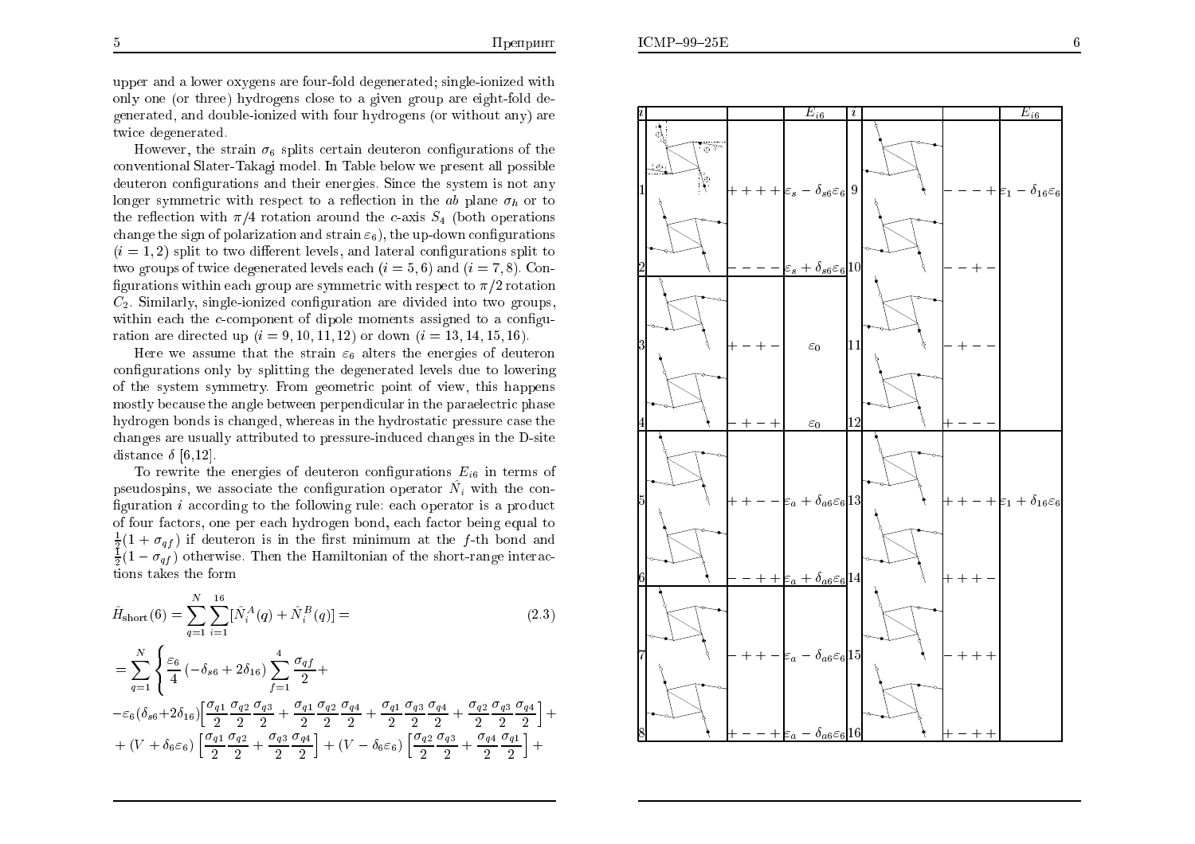upper and a lower oxygens are four-fold degenerated; single-ionized with only one (or three) hydrogens close to a given group are eight-fold degenerated, and double-ionized with four hydrogens (or without any) are twice degenerated.

However, the strain $\sigma_6$ splits certain deuteron configurations of the conventional Slater-Takagi model. In Table below we present all possible deuteron configurations and their energies. Since the system is not any longer symmetric with respect to a reflection in the $ab$ plane $\sigma_h$ or to the reflection with $\pi/4$ rotation around the $c$-axis $S_4$ (both operations change the sign of polarization and strain $\varepsilon_6$), the up-down configurations ($i=1,2$) split to two different levels, and lateral configurations split to two groups of twice degenerated levels each ($i=5,6$) and ($i=7,8$). Configurations within each group are symmetric with respect to $\pi/2$ rotation $C_2$. Similarly, single-ionized configuration are divided into two groups, within each the $c$-component of dipole moments assigned to a configuration are directed up ($i=9,10,11,12$) or down ($i=13,14,15,16$).

Here we assume that the strain $\varepsilon_6$ alters the energies of deuteron configurations only by splitting the degenerated levels due to lowering of the system symmetry. From geometric point of view, this happens mostly because the angle between perpendicular in the paraelectric phase hydrogen bonds is changed, whereas in the hydrostatic pressure case the changes are usually attributed to pressure-induced changes in the D-site distance $\delta$ [6,12].

To rewrite the energies of deuteron configurations $E_{i6}$ in terms of pseudospins, we associate the configuration operator $\hat{N}_i$ with the configuration $i$ according to the following rule: each operator is a product of four factors, one per each hydrogen bond, each factor being equal to $\frac{1}{2}(1+\sigma_{qf})$ if deuteron is in the first minimum at the $f$-th bond and $\frac{1}{2}(1-\sigma_{qf})$ otherwise. Then the Hamiltonian of the short-range interactions takes the form

$$\hat{H}_{\rm short}(6) = \sum_{q=1}^{N}\sum_{i=1}^{16}[\hat{N}_i^A(q)+\hat{N}_i^B(q)] = \tag{2.3}$$

$$= \sum_{q=1}^{N}\left\{\frac{\varepsilon_6}{4}\left(-\delta_{s6}+2\delta_{16}\right)\sum_{f=1}^{4}\frac{\sigma_{qf}}{2}+\right.$$

$$-\varepsilon_6(\delta_{s6}+2\delta_{16})\Big[\frac{\sigma_{q1}}{2}\frac{\sigma_{q2}}{2}\frac{\sigma_{q3}}{2}+\frac{\sigma_{q1}}{2}\frac{\sigma_{q2}}{2}\frac{\sigma_{q4}}{2}+\frac{\sigma_{q1}}{2}\frac{\sigma_{q3}}{2}\frac{\sigma_{q4}}{2}+\frac{\sigma_{q2}}{2}\frac{\sigma_{q3}}{2}\frac{\sigma_{q4}}{2}\Big]+$$

$$+\,(V+\delta_6\varepsilon_6)\left[\frac{\sigma_{q1}}{2}\frac{\sigma_{q2}}{2}+\frac{\sigma_{q3}}{2}\frac{\sigma_{q4}}{2}\right]+(V-\delta_6\varepsilon_6)\left[\frac{\sigma_{q2}}{2}\frac{\sigma_{q3}}{2}+\frac{\sigma_{q4}}{2}\frac{\sigma_{q1}}{2}\right]+$$

| $i$ | | | $E_{i6}$ | $i$ | | | $E_{i6}$ |
|---|---|---|---|---|---|---|---|
| 1 | | $++++$ | $\varepsilon_s-\delta_{s6}\varepsilon_6$ | 9 | | $---+$ | $\varepsilon_1-\delta_{16}\varepsilon_6$ |
| 2 | | $----$ | $\varepsilon_s+\delta_{s6}\varepsilon_6$ | 10 | | $--+-$ | |
| 3 | | $+-+-$ | $\varepsilon_0$ | 11 | | $-+--$ | |
| 4 | | $-+-+$ | $\varepsilon_0$ | 12 | | $+---$ | |
| 5 | | $++--$ | $\varepsilon_a+\delta_{a6}\varepsilon_6$ | 13 | | $++-+$ | $\varepsilon_1+\delta_{16}\varepsilon_6$ |
| 6 | | $--++$ | $\varepsilon_a+\delta_{a6}\varepsilon_6$ | 14 | | $+++-$ | |
| 7 | | $-++-$ | $\varepsilon_a-\delta_{a6}\varepsilon_6$ | 15 | | $-+++$ | |
| 8 | | $+--+$ | $\varepsilon_a-\delta_{a6}\varepsilon_6$ | 16 | | $+-++$ | |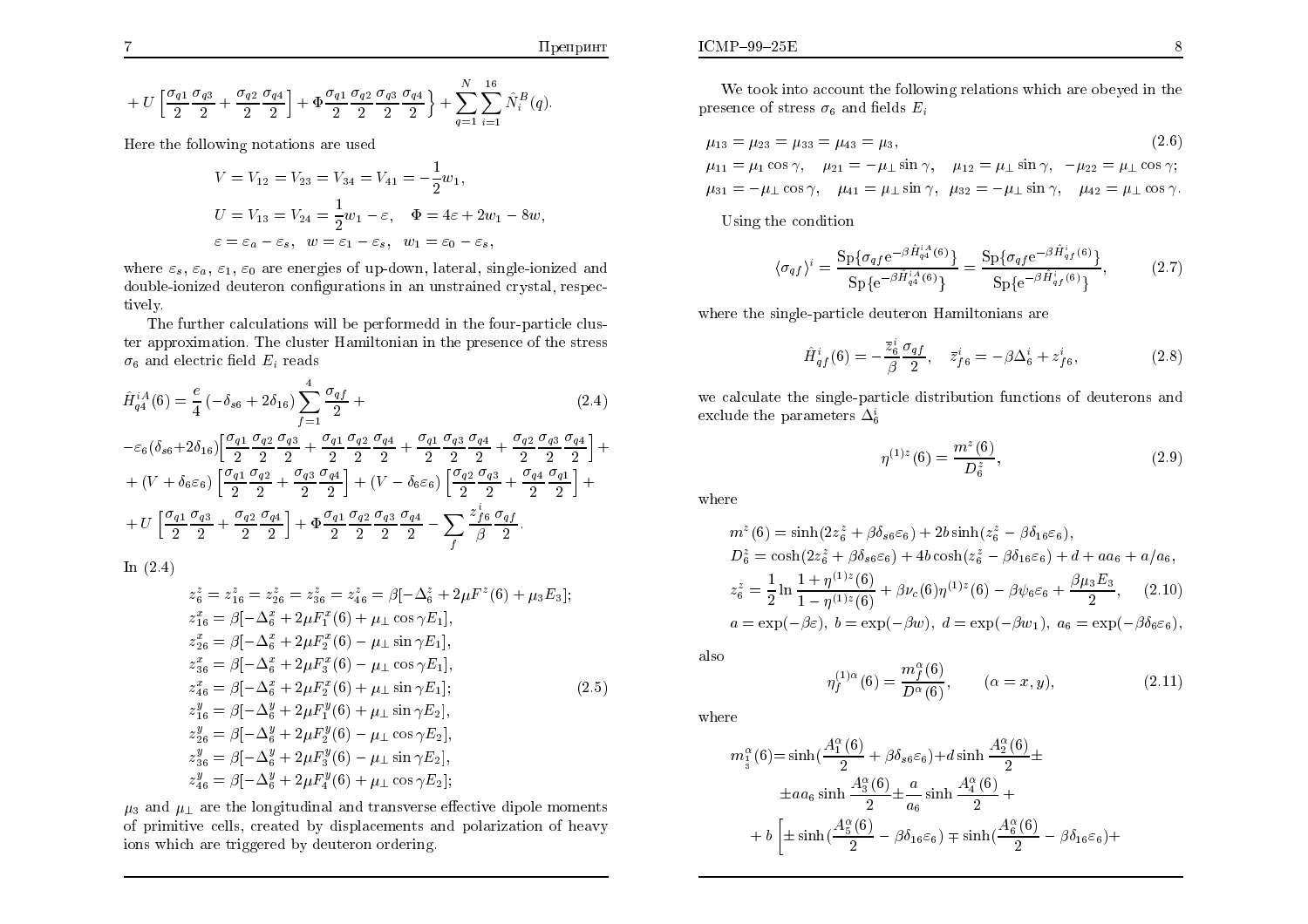$$+ U\left[\frac{\sigma_{q1}}{2}\frac{\sigma_{q3}}{2} + \frac{\sigma_{q2}}{2}\frac{\sigma_{q4}}{2}\right] + \Phi\frac{\sigma_{q1}}{2}\frac{\sigma_{q2}}{2}\frac{\sigma_{q3}}{2}\frac{\sigma_{q4}}{2}\Bigg\} + \sum_{q=1}^{N}\sum_{i=1}^{16}\hat{N}_i^B(q).$$

Here the following notations are used

$$V = V_{12} = V_{23} = V_{34} = V_{41} = -\frac{1}{2}w_1,$$
$$U = V_{13} = V_{24} = \frac{1}{2}w_1 - \varepsilon, \quad \Phi = 4\varepsilon + 2w_1 - 8w,$$
$$\varepsilon = \varepsilon_a - \varepsilon_s, \quad w = \varepsilon_1 - \varepsilon_s, \quad w_1 = \varepsilon_0 - \varepsilon_s,$$

where $\varepsilon_s$, $\varepsilon_a$, $\varepsilon_1$, $\varepsilon_0$ are energies of up-down, lateral, single-ionized and double-ionized deuteron configurations in an unstrained crystal, respectively.

The further calculations will be performedd in the four-particle cluster approximation. The cluster Hamiltonian in the presence of the stress $\sigma_6$ and electric field $E_i$ reads

$$\begin{aligned}
\hat{H}_{q4}^{iA}(6) &= \frac{e}{4}\left(-\delta_{s6} + 2\delta_{16}\right)\sum_{f=1}^{4}\frac{\sigma_{qf}}{2} + \\
&-\varepsilon_6(\delta_{s6}+2\delta_{16})\left[\frac{\sigma_{q1}}{2}\frac{\sigma_{q2}}{2}\frac{\sigma_{q3}}{2} + \frac{\sigma_{q1}}{2}\frac{\sigma_{q2}}{2}\frac{\sigma_{q4}}{2} + \frac{\sigma_{q1}}{2}\frac{\sigma_{q3}}{2}\frac{\sigma_{q4}}{2} + \frac{\sigma_{q2}}{2}\frac{\sigma_{q3}}{2}\frac{\sigma_{q4}}{2}\right] + \\
&+ (V + \delta_6\varepsilon_6)\left[\frac{\sigma_{q1}}{2}\frac{\sigma_{q2}}{2} + \frac{\sigma_{q3}}{2}\frac{\sigma_{q4}}{2}\right] + (V - \delta_6\varepsilon_6)\left[\frac{\sigma_{q2}}{2}\frac{\sigma_{q3}}{2} + \frac{\sigma_{q4}}{2}\frac{\sigma_{q1}}{2}\right] + \\
&+ U\left[\frac{\sigma_{q1}}{2}\frac{\sigma_{q3}}{2} + \frac{\sigma_{q2}}{2}\frac{\sigma_{q4}}{2}\right] + \Phi\frac{\sigma_{q1}}{2}\frac{\sigma_{q2}}{2}\frac{\sigma_{q3}}{2}\frac{\sigma_{q4}}{2} - \sum_f\frac{z_{f6}^i}{\beta}\frac{\sigma_{qf}}{2}.
\end{aligned} \tag{2.4}$$

In (2.4)

$$\begin{aligned}
&z_6^z = z_{16}^z = z_{26}^z = z_{36}^z = z_{46}^z = \beta[-\Delta_6^z + 2\mu F^z(6) + \mu_3 E_3];\\
&z_{16}^x = \beta[-\Delta_6^x + 2\mu F_1^x(6) + \mu_\perp\cos\gamma E_1],\\
&z_{26}^x = \beta[-\Delta_6^x + 2\mu F_2^x(6) - \mu_\perp\sin\gamma E_1],\\
&z_{36}^x = \beta[-\Delta_6^x + 2\mu F_3^x(6) - \mu_\perp\cos\gamma E_1],\\
&z_{46}^x = \beta[-\Delta_6^x + 2\mu F_2^x(6) + \mu_\perp\sin\gamma E_1];\\
&z_{16}^y = \beta[-\Delta_6^y + 2\mu F_1^y(6) + \mu_\perp\sin\gamma E_2],\\
&z_{26}^y = \beta[-\Delta_6^y + 2\mu F_2^y(6) - \mu_\perp\cos\gamma E_2],\\
&z_{36}^y = \beta[-\Delta_6^y + 2\mu F_3^y(6) - \mu_\perp\sin\gamma E_2],\\
&z_{46}^y = \beta[-\Delta_6^y + 2\mu F_4^y(6) + \mu_\perp\cos\gamma E_2];
\end{aligned} \tag{2.5}$$

$\mu_3$ and $\mu_\perp$ are the longitudinal and transverse effective dipole moments of primitive cells, created by displacements and polarization of heavy ions which are triggered by deuteron ordering.

We took into account the following relations which are obeyed in the presence of stress $\sigma_6$ and fields $E_i$

$$\begin{aligned}
&\mu_{13} = \mu_{23} = \mu_{33} = \mu_{43} = \mu_3, \\
&\mu_{11} = \mu_1\cos\gamma, \quad \mu_{21} = -\mu_\perp\sin\gamma, \quad \mu_{12} = \mu_\perp\sin\gamma, \quad -\mu_{22} = \mu_\perp\cos\gamma;\\
&\mu_{31} = -\mu_\perp\cos\gamma, \quad \mu_{41} = \mu_\perp\sin\gamma, \quad \mu_{32} = -\mu_\perp\sin\gamma, \quad \mu_{42} = \mu_\perp\cos\gamma.
\end{aligned} \tag{2.6}$$

Using the condition

$$\langle\sigma_{qf}\rangle^i = \frac{\mathrm{Sp}\{\sigma_{qf}\mathrm{e}^{-\beta\hat{H}_{q4}^{iA}(6)}\}}{\mathrm{Sp}\{\mathrm{e}^{-\beta\hat{H}_{q4}^{iA}(6)}\}} = \frac{\mathrm{Sp}\{\sigma_{qf}\mathrm{e}^{-\beta\hat{H}_{qf}^{i}(6)}\}}{\mathrm{Sp}\{\mathrm{e}^{-\beta\hat{H}_{qf}^{i}(6)}\}}, \tag{2.7}$$

where the single-particle deuteron Hamiltonians are

$$\hat{H}_{qf}^i(6) = -\frac{\bar{z}_6^i}{\beta}\frac{\sigma_{qf}}{2}, \quad \bar{z}_{f6}^i = -\beta\Delta_6^i + z_{f6}^i, \tag{2.8}$$

we calculate the single-particle distribution functions of deuterons and exclude the parameters $\Delta_6^i$

$$\eta^{(1)z}(6) = \frac{m^z(6)}{D_6^z}, \tag{2.9}$$

where

$$\begin{aligned}
&m^z(6) = \sinh(2z_6^z + \beta\delta_{s6}\varepsilon_6) + 2b\sinh(z_6^z - \beta\delta_{16}\varepsilon_6),\\
&D_6^z = \cosh(2z_6^z + \beta\delta_{s6}\varepsilon_6) + 4b\cosh(z_6^z - \beta\delta_{16}\varepsilon_6) + d + aa_6 + a/a_6,\\
&z_6^z = \frac{1}{2}\ln\frac{1+\eta^{(1)z}(6)}{1-\eta^{(1)z}(6)} + \beta\nu_c(6)\eta^{(1)z}(6) - \beta\psi_6\varepsilon_6 + \frac{\beta\mu_3 E_3}{2}, \qquad (2.10)\\
&a = \exp(-\beta\varepsilon), \; b = \exp(-\beta w), \; d = \exp(-\beta w_1), \; a_6 = \exp(-\beta\delta_6\varepsilon_6),
\end{aligned}$$

also

$$\eta_f^{(1)\alpha}(6) = \frac{m_f^\alpha(6)}{D^\alpha(6)}, \qquad (\alpha = x, y), \tag{2.11}$$

where

$$\begin{aligned}
m_{\substack{1\\3}}^\alpha(6) = &\sinh(\frac{A_1^\alpha(6)}{2} + \beta\delta_{s6}\varepsilon_6) + d\sinh\frac{A_2^\alpha(6)}{2} \pm \\
&\pm aa_6\sinh\frac{A_3^\alpha(6)}{2} \pm \frac{a}{a_6}\sinh\frac{A_4^\alpha(6)}{2} + \\
&+ b\left[\pm\sinh(\frac{A_5^\alpha(6)}{2} - \beta\delta_{16}\varepsilon_6) \mp \sinh(\frac{A_6^\alpha(6)}{2} - \beta\delta_{16}\varepsilon_6) + \right.
\end{aligned}$$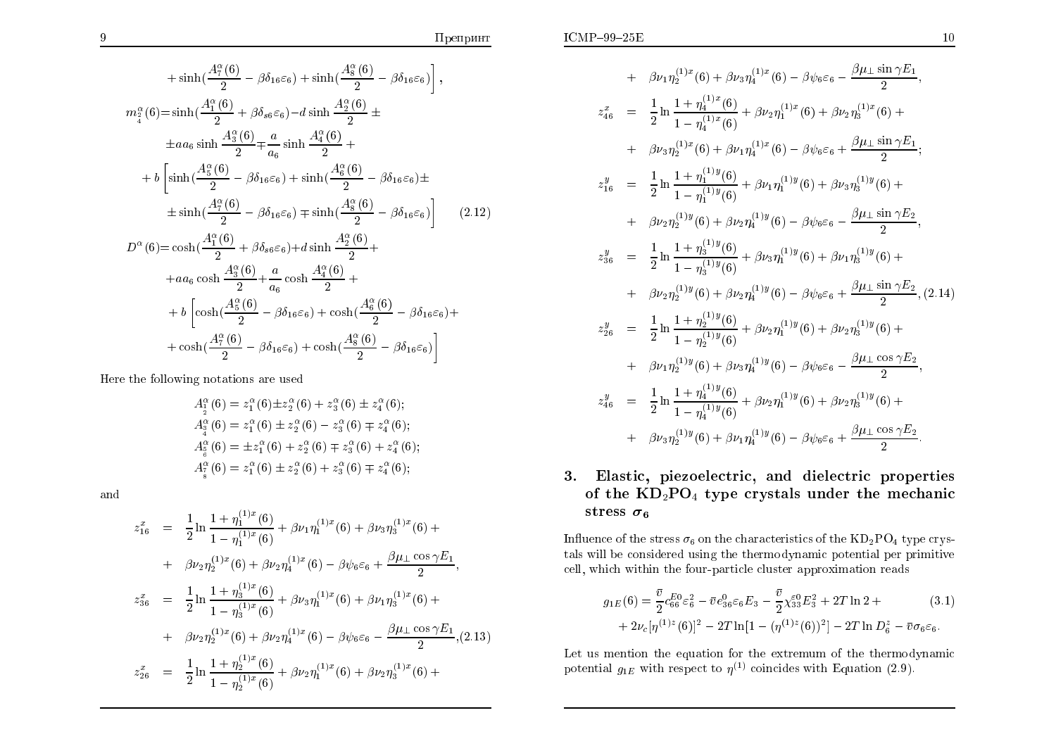$$
+\sinh(\frac{A_7^\alpha(6)}{2}-\beta\delta_{16}\varepsilon_6)+\sinh(\frac{A_8^\alpha(6)}{2}-\beta\delta_{16}\varepsilon_6)\Big],
$$

$$
\begin{aligned}
m^\alpha_{\frac{2}{4}}(6)=&\sinh(\frac{A_1^\alpha(6)}{2}+\beta\delta_{s6}\varepsilon_6)-d\sinh\frac{A_2^\alpha(6)}{2}\pm\\
&\pm aa_6\sinh\frac{A_3^\alpha(6)}{2}\mp\frac{a}{a_6}\sinh\frac{A_4^\alpha(6)}{2}+\\
&+b\Big[\sinh(\frac{A_5^\alpha(6)}{2}-\beta\delta_{16}\varepsilon_6)+\sinh(\frac{A_6^\alpha(6)}{2}-\beta\delta_{16}\varepsilon_6)\pm\\
&\pm\sinh(\frac{A_7^\alpha(6)}{2}-\beta\delta_{16}\varepsilon_6)\mp\sinh(\frac{A_8^\alpha(6)}{2}-\beta\delta_{16}\varepsilon_6)\Big] \qquad (2.12)\\
D^\alpha(6)=&\cosh(\frac{A_1^\alpha(6)}{2}+\beta\delta_{s6}\varepsilon_6)+d\sinh\frac{A_2^\alpha(6)}{2}+\\
&+aa_6\cosh\frac{A_3^\alpha(6)}{2}+\frac{a}{a_6}\cosh\frac{A_4^\alpha(6)}{2}+\\
&+b\Big[\cosh(\frac{A_5^\alpha(6)}{2}-\beta\delta_{16}\varepsilon_6)+\cosh(\frac{A_6^\alpha(6)}{2}-\beta\delta_{16}\varepsilon_6)+\\
&+\cosh(\frac{A_7^\alpha(6)}{2}-\beta\delta_{16}\varepsilon_6)+\cosh(\frac{A_8^\alpha(6)}{2}-\beta\delta_{16}\varepsilon_6)\Big]
\end{aligned}
$$

Here the following notations are used

$$
\begin{aligned}
A^\alpha_{\frac{1}{2}}(6)&=z_1^\alpha(6)\pm z_2^\alpha(6)+z_3^\alpha(6)\pm z_4^\alpha(6);\\
A^\alpha_{\frac{3}{4}}(6)&=z_1^\alpha(6)\pm z_2^\alpha(6)-z_3^\alpha(6)\mp z_4^\alpha(6);\\
A^\alpha_{\frac{5}{6}}(6)&=\pm z_1^\alpha(6)+z_2^\alpha(6)\mp z_3^\alpha(6)+z_4^\alpha(6);\\
A^\alpha_{\frac{7}{8}}(6)&=z_1^\alpha(6)\pm z_2^\alpha(6)+z_3^\alpha(6)\mp z_4^\alpha(6);
\end{aligned}
$$

and

$$
\begin{aligned}
z^x_{16} &= \frac{1}{2}\ln\frac{1+\eta_1^{(1)x}(6)}{1-\eta_1^{(1)x}(6)}+\beta\nu_1\eta_1^{(1)x}(6)+\beta\nu_3\eta_3^{(1)x}(6)+\\
&+\ \beta\nu_2\eta_2^{(1)x}(6)+\beta\nu_2\eta_4^{(1)x}(6)-\beta\psi_6\varepsilon_6+\frac{\beta\mu_\perp\cos\gamma E_1}{2},\\
z^x_{36} &= \frac{1}{2}\ln\frac{1+\eta_3^{(1)x}(6)}{1-\eta_3^{(1)x}(6)}+\beta\nu_3\eta_1^{(1)x}(6)+\beta\nu_1\eta_3^{(1)x}(6)+\\
&+\ \beta\nu_2\eta_2^{(1)x}(6)+\beta\nu_2\eta_4^{(1)x}(6)-\beta\psi_6\varepsilon_6-\frac{\beta\mu_\perp\cos\gamma E_1}{2}, \qquad (2.13)\\
z^x_{26} &= \frac{1}{2}\ln\frac{1+\eta_2^{(1)x}(6)}{1-\eta_2^{(1)x}(6)}+\beta\nu_2\eta_1^{(1)x}(6)+\beta\nu_2\eta_3^{(1)x}(6)+\\
&+\ \beta\nu_1\eta_2^{(1)x}(6)+\beta\nu_3\eta_4^{(1)x}(6)-\beta\psi_6\varepsilon_6-\frac{\beta\mu_\perp\sin\gamma E_1}{2},\\
z^x_{46} &= \frac{1}{2}\ln\frac{1+\eta_4^{(1)x}(6)}{1-\eta_4^{(1)x}(6)}+\beta\nu_2\eta_1^{(1)x}(6)+\beta\nu_2\eta_3^{(1)x}(6)+\\
&+\ \beta\nu_3\eta_2^{(1)x}(6)+\beta\nu_1\eta_4^{(1)x}(6)-\beta\psi_6\varepsilon_6+\frac{\beta\mu_\perp\sin\gamma E_1}{2};\\
z^y_{16} &= \frac{1}{2}\ln\frac{1+\eta_1^{(1)y}(6)}{1-\eta_1^{(1)y}(6)}+\beta\nu_1\eta_1^{(1)y}(6)+\beta\nu_3\eta_3^{(1)y}(6)+\\
&+\ \beta\nu_2\eta_2^{(1)y}(6)+\beta\nu_2\eta_4^{(1)y}(6)-\beta\psi_6\varepsilon_6-\frac{\beta\mu_\perp\sin\gamma E_2}{2},\\
z^y_{36} &= \frac{1}{2}\ln\frac{1+\eta_3^{(1)y}(6)}{1-\eta_3^{(1)y}(6)}+\beta\nu_3\eta_1^{(1)y}(6)+\beta\nu_1\eta_3^{(1)y}(6)+\\
&+\ \beta\nu_2\eta_2^{(1)y}(6)+\beta\nu_2\eta_4^{(1)y}(6)-\beta\psi_6\varepsilon_6+\frac{\beta\mu_\perp\sin\gamma E_2}{2}, \qquad (2.14)\\
z^y_{26} &= \frac{1}{2}\ln\frac{1+\eta_2^{(1)y}(6)}{1-\eta_2^{(1)y}(6)}+\beta\nu_2\eta_1^{(1)y}(6)+\beta\nu_2\eta_3^{(1)y}(6)+\\
&+\ \beta\nu_1\eta_2^{(1)y}(6)+\beta\nu_3\eta_4^{(1)y}(6)-\beta\psi_6\varepsilon_6-\frac{\beta\mu_\perp\cos\gamma E_2}{2},\\
z^y_{46} &= \frac{1}{2}\ln\frac{1+\eta_4^{(1)y}(6)}{1-\eta_4^{(1)y}(6)}+\beta\nu_2\eta_1^{(1)y}(6)+\beta\nu_2\eta_3^{(1)y}(6)+\\
&+\ \beta\nu_3\eta_2^{(1)y}(6)+\beta\nu_1\eta_4^{(1)y}(6)-\beta\psi_6\varepsilon_6+\frac{\beta\mu_\perp\cos\gamma E_2}{2}.
\end{aligned}
$$

## 3. Elastic, piezoelectric, and dielectric properties of the $KD_2PO_4$ type crystals under the mechanic stress $\sigma_6$

Influence of the stress $\sigma_6$ on the characteristics of the $KD_2PO_4$ type crystals will be considered using the thermodynamic potential per primitive cell, which within the four-particle cluster approximation reads

$$
\begin{aligned}
g_{1E}(6)=&\frac{\bar{v}}{2}c_{66}^{E0}\varepsilon_6^2-\bar{v}e_{36}^0\varepsilon_6E_3-\frac{\bar{v}}{2}\chi_{33}^{\varepsilon 0}E_3^2+2T\ln 2+ \qquad (3.1)\\
&+2\nu_c[\eta^{(1)z}(6)]^2-2T\ln[1-(\eta^{(1)z}(6))^2]-2T\ln D_6^z-\bar{v}\sigma_6\varepsilon_6.
\end{aligned}
$$

Let us mention the equation for the extremum of the thermodynamic potential $g_{1E}$ with respect to $\eta^{(1)}$ coincides with Equation (2.9).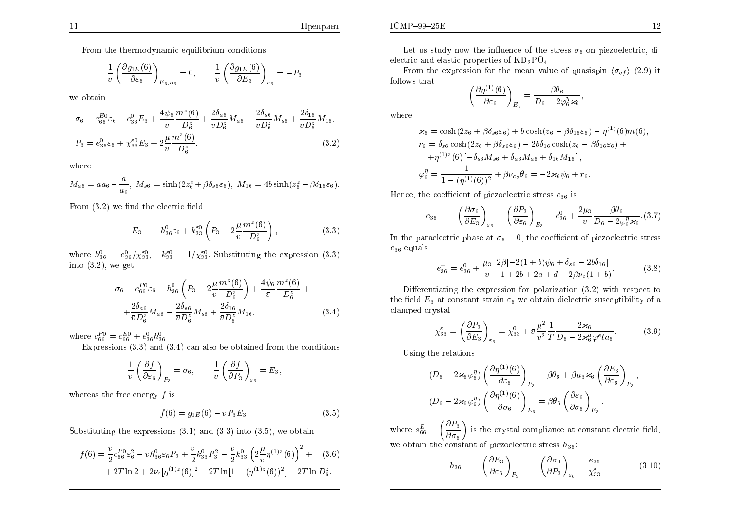From the thermodynamic equilibrium conditions

$$\frac{1}{\bar{v}}\left(\frac{\partial g_{1E}(6)}{\partial \varepsilon_6}\right)_{E_3,\sigma_6} = 0, \qquad \frac{1}{\bar{v}}\left(\frac{\partial g_{1E}(6)}{\partial E_3}\right)_{\sigma_6} = -P_3$$

we obtain

$$\sigma_6 = c_{66}^{E0}\varepsilon_6 - e_{36}^0 E_3 + \frac{4\psi_6}{\bar{v}}\frac{m^z(6)}{D_6^z} + \frac{2\delta_{a6}}{\bar{v}D_6^z}M_{a6} - \frac{2\delta_{s6}}{\bar{v}D_6^z}M_{s6} + \frac{2\delta_{16}}{\bar{v}D_6^z}M_{16},$$

$$P_3 = e_{36}^0\varepsilon_6 + \chi_{33}^{\varepsilon 0}E_3 + 2\frac{\mu}{v}\frac{m^z(6)}{D_6^z}, \tag{3.2}$$

where

$$M_{a6} = aa_6 - \frac{a}{a_6},\ M_{s6} = \sinh(2z_6^z + \beta\delta_{s6}\varepsilon_6),\ M_{16} = 4b\sinh(z_6^z - \beta\delta_{16}\varepsilon_6).$$

From (3.2) we find the electric field

$$E_3 = -h_{36}^0\varepsilon_6 + k_{33}^{\varepsilon 0}\left(P_3 - 2\frac{\mu}{v}\frac{m^z(6)}{D_6^z}\right), \tag{3.3}$$

where $h_{36}^0 = e_{36}^0/\chi_{33}^{\varepsilon 0}$, $\quad k_{33}^{\varepsilon 0} = 1/\chi_{33}^{\varepsilon 0}$. Substituting the expression (3.3) into (3.2), we get

$$\sigma_6 = c_{66}^{P0}\varepsilon_6 - h_{36}^0\left(P_3 - 2\frac{\mu}{v}\frac{m^z(6)}{D_6^z}\right) + \frac{4\psi_6}{\bar{v}}\frac{m^z(6)}{D_6^z} +$$
$$+\frac{2\delta_{a6}}{\bar{v}D_6^z}M_{a6} - \frac{2\delta_{s6}}{\bar{v}D_6^z}M_{s6} + \frac{2\delta_{16}}{\bar{v}D_6^z}M_{16}, \tag{3.4}$$

where $c_{66}^{P0} = c_{66}^{E0} + e_{36}^0 h_{36}^0$.

Expressions (3.3) and (3.4) can also be obtained from the conditions

$$\frac{1}{\bar{v}}\left(\frac{\partial f}{\partial \varepsilon_6}\right)_{P_3} = \sigma_6, \qquad \frac{1}{\bar{v}}\left(\frac{\partial f}{\partial P_3}\right)_{\varepsilon_6} = E_3,$$

whereas the free energy $f$ is

$$f(6) = g_{1E}(6) - \bar{v}P_3E_3. \tag{3.5}$$

Substituting the expressions (3.1) and (3.3) into (3.5), we obtain

$$f(6) = \frac{\bar{v}}{2}c_{66}^{P0}\varepsilon_6^2 - \bar{v}h_{36}^0\varepsilon_6P_3 + \frac{\bar{v}}{2}k_{33}^0P_3^2 - \frac{\bar{v}}{2}k_{33}^0\left(2\frac{\mu}{\bar{v}}\eta^{(1)z}(6)\right)^2 + \tag{3.6}$$
$$+ 2T\ln 2 + 2\nu_c[\eta^{(1)z}(6)]^2 - 2T\ln[1-(\eta^{(1)z}(6))^2] - 2T\ln D_6^z.$$

Let us study now the influence of the stress $\sigma_6$ on piezoelectric, dielectric and elastic properties of $KD_2PO_4$.

From the expression for the mean value of quasispin $\langle\sigma_{qf}\rangle$ (2.9) it follows that

$$\left(\frac{\partial \eta^{(1)}(6)}{\partial \varepsilon_6}\right)_{E_3} = \frac{\beta\theta_6}{D_6 - 2\varphi_6^\eta \varkappa_6},$$

where

$$\varkappa_6 = \cosh(2z_6 + \beta\delta_{s6}\varepsilon_6) + b\cosh(z_6 - \beta\delta_{16}\varepsilon_6) - \eta^{(1)}(6)m(6),$$
$$r_6 = \delta_{s6}\cosh(2z_6 + \beta\delta_{s6}\varepsilon_6) - 2b\delta_{16}\cosh(z_6 - \beta\delta_{16}\varepsilon_6) +$$
$$+\eta^{(1)z}(6)\left[-\delta_{s6}M_{s6} + \delta_{a6}M_{a6} + \delta_{16}M_{16}\right],$$
$$\varphi_6^\eta = \frac{1}{1-(\eta^{(1)}(6))^2} + \beta\nu_c, \theta_6 = -2\varkappa_6\psi_6 + r_6.$$

Hence, the coefficient of piezoelectric stress $e_{36}$ is

$$e_{36} = -\left(\frac{\partial \sigma_6}{\partial E_3}\right)_{\varepsilon_6} = \left(\frac{\partial P_3}{\partial \varepsilon_6}\right)_{E_3} = e_{36}^0 + \frac{2\mu_3}{v}\frac{\beta\theta_6}{D_6 - 2\varphi_6^\eta\varkappa_6}. \tag{3.7}$$

In the paraelectric phase at $\sigma_6 = 0$, the coefficient of piezoelectric stress $e_{36}$ equals

$$e_{36}^+ = e_{36}^0 + \frac{\mu_3}{v}\frac{2\beta[-2(1+b)\psi_6 + \delta_{s6} - 2b\delta_{16}]}{-1+2b+2a+d-2\beta\nu_c(1+b)}. \tag{3.8}$$

Differentiating the expression for polarization (3.2) with respect to the field $E_3$ at constant strain $\varepsilon_6$ we obtain dielectric susceptibility of a clamped crystal

$$\chi_{33}^\varepsilon = \left(\frac{\partial P_3}{\partial E_3}\right)_{\varepsilon_6} = \chi_{33}^0 + \bar{v}\frac{\mu^2}{v^2}\frac{1}{T}\frac{2\varkappa_6}{D_6 - 2\varkappa_6^a\varphi^e ta_6}. \tag{3.9}$$

Using the relations

$$(D_6 - 2\varkappa_6\varphi_6^\eta)\left(\frac{\partial \eta^{(1)}(6)}{\partial \varepsilon_6}\right)_{P_3} = \beta\theta_6 + \beta\mu_3\varkappa_6\left(\frac{\partial E_3}{\partial \varepsilon_6}\right)_{P_3},$$
$$(D_6 - 2\varkappa_6\varphi_6^\eta)\left(\frac{\partial \eta^{(1)}(6)}{\partial \sigma_6}\right)_{E_3} = \beta\theta_6\left(\frac{\partial \varepsilon_6}{\partial \sigma_6}\right)_{E_3},$$

where $s_{66}^E = \left(\frac{\partial P_3}{\partial \sigma_6}\right)$ is the crystal compliance at constant electric field, we obtain the constant of piezoelectric stress $h_{36}$:

$$h_{36} = -\left(\frac{\partial E_3}{\partial \varepsilon_6}\right)_{P_3} = -\left(\frac{\partial \sigma_6}{\partial P_3}\right)_{\varepsilon_6} = \frac{e_{36}}{\chi_{33}^\varepsilon} \tag{3.10}$$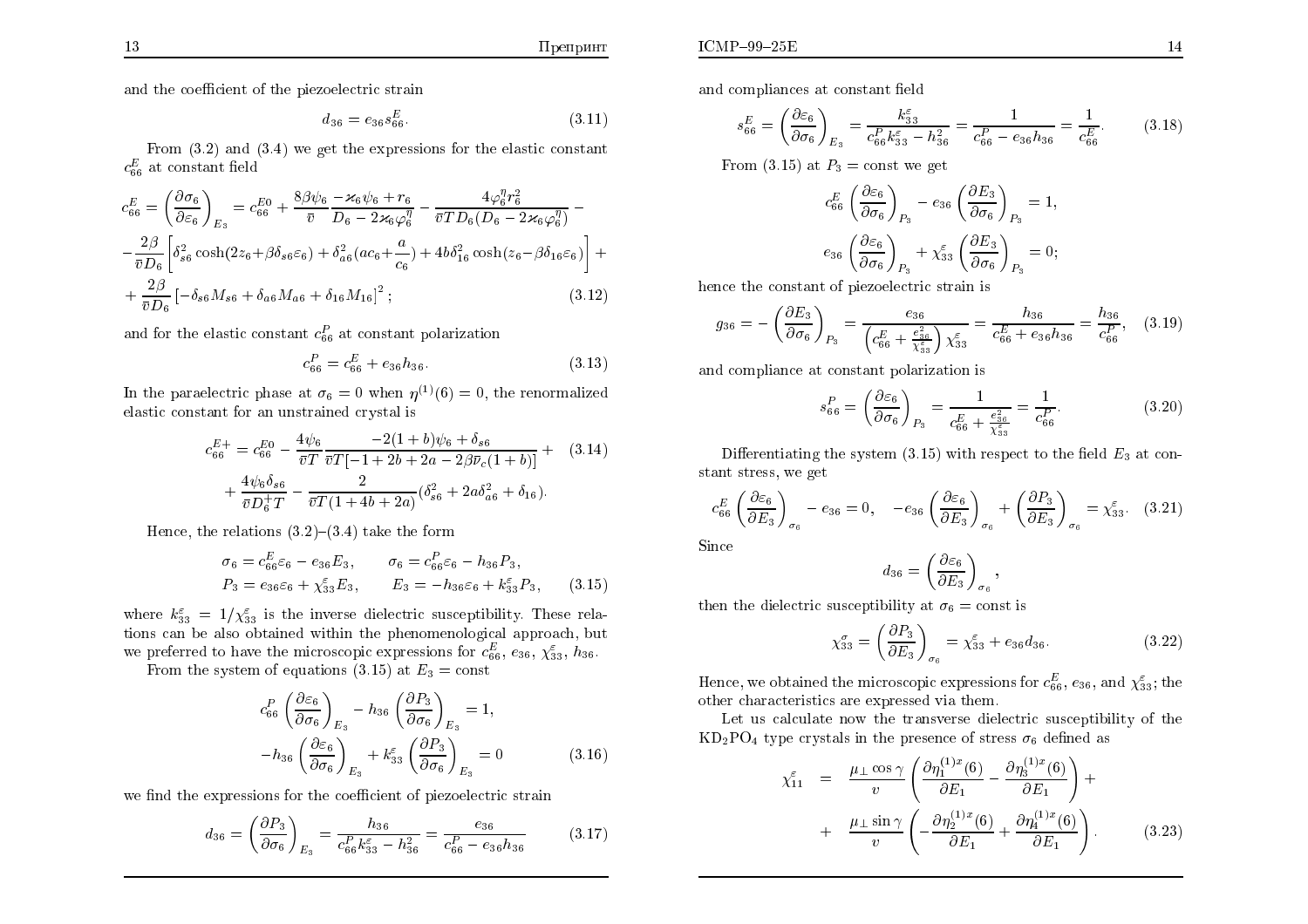and the coefficient of the piezoelectric strain

$$d_{36} = e_{36} s_{66}^E. \tag{3.11}$$

From (3.2) and (3.4) we get the expressions for the elastic constant $c_{66}^E$ at constant field

$$c_{66}^E = \left(\frac{\partial \sigma_6}{\partial \varepsilon_6}\right)_{E_3} = c_{66}^{E0} + \frac{8\beta\psi_6}{\bar{v}} \frac{-\varkappa_6\psi_6 + r_6}{D_6 - 2\varkappa_6\varphi_6^\eta} - \frac{4\varphi_6^\eta r_6^2}{\bar{v}TD_6(D_6 - 2\varkappa_6\varphi_6^\eta)} -$$
$$-\frac{2\beta}{\bar{v}D_6}\left[\delta_{s6}^2\cosh(2z_6 + \beta\delta_{s6}\varepsilon_6) + \delta_{a6}^2(ac_6 + \frac{a}{c_6}) + 4b\delta_{16}^2\cosh(z_6 - \beta\delta_{16}\varepsilon_6)\right] +$$
$$+\frac{2\beta}{\bar{v}D_6}\left[-\delta_{s6}M_{s6} + \delta_{a6}M_{a6} + \delta_{16}M_{16}\right]^2; \tag{3.12}$$

and for the elastic constant $c_{66}^P$ at constant polarization

$$c_{66}^P = c_{66}^E + e_{36}h_{36}. \tag{3.13}$$

In the paraelectric phase at $\sigma_6 = 0$ when $\eta^{(1)}(6) = 0$, the renormalized elastic constant for an unstrained crystal is

$$c_{66}^{E+} = c_{66}^{E0} - \frac{4\psi_6}{\bar{v}T} \frac{-2(1+b)\psi_6 + \delta_{s6}}{\bar{v}T[-1 + 2b + 2a - 2\beta\bar{v}_c(1+b)]} + \tag{3.14}$$
$$+ \frac{4\psi_6\delta_{s6}}{\bar{v}D_6^+T} - \frac{2}{\bar{v}T(1+4b+2a)}(\delta_{s6}^2 + 2a\delta_{a6}^2 + \delta_{16}).$$

Hence, the relations (3.2)–(3.4) take the form

$$\sigma_6 = c_{66}^E\varepsilon_6 - e_{36}E_3, \qquad \sigma_6 = c_{66}^P\varepsilon_6 - h_{36}P_3,$$
$$P_3 = e_{36}\varepsilon_6 + \chi_{33}^\varepsilon E_3, \qquad E_3 = -h_{36}\varepsilon_6 + k_{33}^\varepsilon P_3, \tag{3.15}$$

where $k_{33}^\varepsilon = 1/\chi_{33}^\varepsilon$ is the inverse dielectric susceptibility. These relations can be also obtained within the phenomenological approach, but we preferred to have the microscopic expressions for $c_{66}^E$, $e_{36}$, $\chi_{33}^\varepsilon$, $h_{36}$.

From the system of equations (3.15) at $E_3 = \text{const}$

$$c_{66}^P\left(\frac{\partial \varepsilon_6}{\partial \sigma_6}\right)_{E_3} - h_{36}\left(\frac{\partial P_3}{\partial \sigma_6}\right)_{E_3} = 1,$$
$$-h_{36}\left(\frac{\partial \varepsilon_6}{\partial \sigma_6}\right)_{E_3} + k_{33}^\varepsilon\left(\frac{\partial P_3}{\partial \sigma_6}\right)_{E_3} = 0 \tag{3.16}$$

we find the expressions for the coefficient of piezoelectric strain

$$d_{36} = \left(\frac{\partial P_3}{\partial \sigma_6}\right)_{E_3} = \frac{h_{36}}{c_{66}^P k_{33}^\varepsilon - h_{36}^2} = \frac{e_{36}}{c_{66}^P - e_{36}h_{36}} \tag{3.17}$$

and compliances at constant field

$$s_{66}^E = \left(\frac{\partial \varepsilon_6}{\partial \sigma_6}\right)_{E_3} = \frac{k_{33}^\varepsilon}{c_{66}^P k_{33}^\varepsilon - h_{36}^2} = \frac{1}{c_{66}^P - e_{36}h_{36}} = \frac{1}{c_{66}^E}. \tag{3.18}$$

From (3.15) at $P_3 = \text{const}$ we get

$$c_{66}^E\left(\frac{\partial \varepsilon_6}{\partial \sigma_6}\right)_{P_3} - e_{36}\left(\frac{\partial E_3}{\partial \sigma_6}\right)_{P_3} = 1,$$
$$e_{36}\left(\frac{\partial \varepsilon_6}{\partial \sigma_6}\right)_{P_3} + \chi_{33}^\varepsilon\left(\frac{\partial E_3}{\partial \sigma_6}\right)_{P_3} = 0;$$

hence the constant of piezoelectric strain is

$$g_{36} = -\left(\frac{\partial E_3}{\partial \sigma_6}\right)_{P_3} = \frac{e_{36}}{\left(c_{66}^E + \frac{e_{36}^2}{\chi_{33}^\varepsilon}\right)\chi_{33}^\varepsilon} = \frac{h_{36}}{c_{66}^E + e_{36}h_{36}} = \frac{h_{36}}{c_{66}^P}, \tag{3.19}$$

and compliance at constant polarization is

$$s_{66}^P = \left(\frac{\partial \varepsilon_6}{\partial \sigma_6}\right)_{P_3} = \frac{1}{c_{66}^E + \frac{e_{36}^2}{\chi_{33}^\varepsilon}} = \frac{1}{c_{66}^P}. \tag{3.20}$$

Differentiating the system (3.15) with respect to the field $E_3$ at constant stress, we get

$$c_{66}^E\left(\frac{\partial \varepsilon_6}{\partial E_3}\right)_{\sigma_6} - e_{36} = 0, \quad -e_{36}\left(\frac{\partial \varepsilon_6}{\partial E_3}\right)_{\sigma_6} + \left(\frac{\partial P_3}{\partial E_3}\right)_{\sigma_6} = \chi_{33}^\varepsilon. \tag{3.21}$$

Since

$$d_{36} = \left(\frac{\partial \varepsilon_6}{\partial E_3}\right)_{\sigma_6},$$

then the dielectric susceptibility at $\sigma_6 = \text{const}$ is

$$\chi_{33}^\sigma = \left(\frac{\partial P_3}{\partial E_3}\right)_{\sigma_6} = \chi_{33}^\varepsilon + e_{36}d_{36}. \tag{3.22}$$

Hence, we obtained the microscopic expressions for $c_{66}^E$, $e_{36}$, and $\chi_{33}^\varepsilon$; the other characteristics are expressed via them.

Let us calculate now the transverse dielectric susceptibility of the $KD_2PO_4$ type crystals in the presence of stress $\sigma_6$ defined as

$$\chi_{11}^\varepsilon = \frac{\mu_\perp\cos\gamma}{v}\left(\frac{\partial\eta_1^{(1)x}(6)}{\partial E_1} - \frac{\partial\eta_3^{(1)x}(6)}{\partial E_1}\right) +$$
$$+ \frac{\mu_\perp\sin\gamma}{v}\left(-\frac{\partial\eta_2^{(1)x}(6)}{\partial E_1} + \frac{\partial\eta_4^{(1)x}(6)}{\partial E_1}\right). \tag{3.23}$$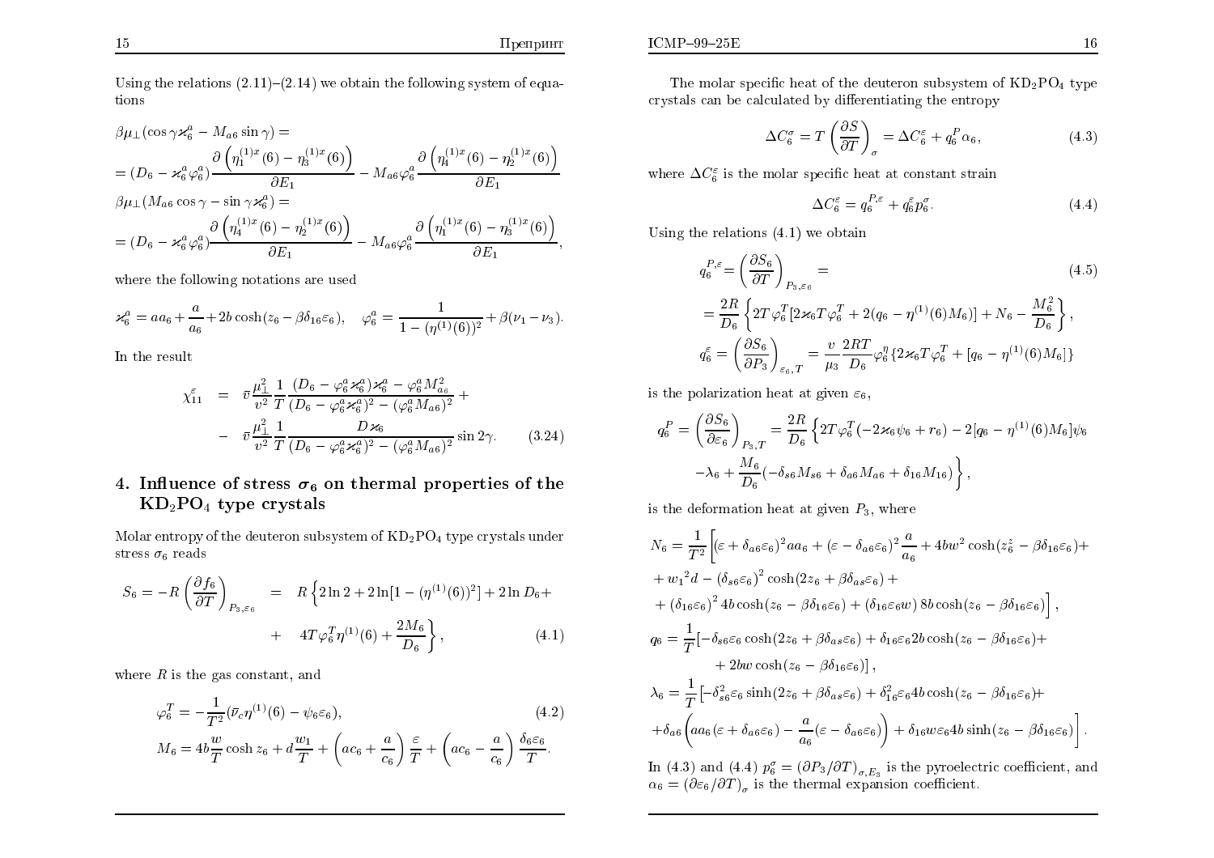Using the relations (2.11)–(2.14) we obtain the following system of equations

$$\beta\mu_\perp(\cos\gamma\varkappa_6^a - M_{a6}\sin\gamma) =$$
$$= (D_6 - \varkappa_6^a\varphi_6^a)\frac{\partial\left(\eta_1^{(1)x}(6) - \eta_3^{(1)x}(6)\right)}{\partial E_1} - M_{a6}\varphi_6^a\frac{\partial\left(\eta_4^{(1)x}(6) - \eta_2^{(1)x}(6)\right)}{\partial E_1}$$
$$\beta\mu_\perp(M_{a6}\cos\gamma - \sin\gamma\varkappa_6^a) =$$
$$= (D_6 - \varkappa_6^a\varphi_6^a)\frac{\partial\left(\eta_4^{(1)x}(6) - \eta_2^{(1)x}(6)\right)}{\partial E_1} - M_{a6}\varphi_6^a\frac{\partial\left(\eta_1^{(1)x}(6) - \eta_3^{(1)x}(6)\right)}{\partial E_1},$$

where the following notations are used

$$\varkappa_6^a = aa_6 + \frac{a}{a_6} + 2b\cosh(z_6 - \beta\delta_{16}\varepsilon_6), \quad \varphi_6^a = \frac{1}{1-(\eta^{(1)}(6))^2} + \beta(\nu_1 - \nu_3).$$

In the result

$$\begin{aligned}\chi_{11}^\varepsilon &= \bar{v}\frac{\mu_\perp^2}{v^2}\frac{1}{T}\frac{(D_6 - \varphi_6^a\varkappa_6^a)\varkappa_6^a - \varphi_6^a M_{a6}^2}{(D_6 - \varphi_6^a\varkappa_6^a)^2 - (\varphi_6^a M_{a6})^2} + \\ &- \bar{v}\frac{\mu_\perp^2}{v^2}\frac{1}{T}\frac{D\varkappa_6}{(D_6 - \varphi_6^a\varkappa_6^a)^2 - (\varphi_6^a M_{a6})^2}\sin 2\gamma. \end{aligned} \qquad (3.24)$$

## 4. Influence of stress $\sigma_6$ on thermal properties of the $KD_2PO_4$ type crystals

Molar entropy of the deuteron subsystem of $KD_2PO_4$ type crystals under stress $\sigma_6$ reads

$$\begin{aligned}S_6 = -R\left(\frac{\partial f_6}{\partial T}\right)_{P_3,\varepsilon_6} &= R\Big\{2\ln 2 + 2\ln[1-(\eta^{(1)}(6))^2] + 2\ln D_6 + \\ &+ 4T\varphi_6^T\eta^{(1)}(6) + \frac{2M_6}{D_6}\Big\},\end{aligned} \qquad (4.1)$$

where $R$ is the gas constant, and

$$\varphi_6^T = -\frac{1}{T^2}(\bar{\nu}_c\eta^{(1)}(6) - \psi_6\varepsilon_6), \qquad (4.2)$$
$$M_6 = 4b\frac{w}{T}\cosh z_6 + d\frac{w_1}{T} + \left(ac_6 + \frac{a}{c_6}\right)\frac{\varepsilon}{T} + \left(ac_6 - \frac{a}{c_6}\right)\frac{\delta_6\varepsilon_6}{T}.$$

The molar specific heat of the deuteron subsystem of $KD_2PO_4$ type crystals can be calculated by differentiating the entropy

$$\Delta C_6^\sigma = T\left(\frac{\partial S}{\partial T}\right)_\sigma = \Delta C_6^\varepsilon + q_6^P\alpha_6, \qquad (4.3)$$

where $\Delta C_6^\varepsilon$ is the molar specific heat at constant strain

$$\Delta C_6^\varepsilon = q_6^{P,\varepsilon} + q_6^\varepsilon p_6^\sigma. \qquad (4.4)$$

Using the relations (4.1) we obtain

$$\begin{aligned} q_6^{P,\varepsilon} &= \left(\frac{\partial S_6}{\partial T}\right)_{P_3,\varepsilon_6} = \\ &= \frac{2R}{D_6}\left\{2T\varphi_6^T[2\varkappa_6 T\varphi_6^T + 2(q_6 - \eta^{(1)}(6)M_6)] + N_6 - \frac{M_6^2}{D_6}\right\}, \\ q_6^\varepsilon &= \left(\frac{\partial S_6}{\partial P_3}\right)_{\varepsilon_6,T} = \frac{v}{\mu_3}\frac{2RT}{D_6}\varphi_6^\eta\{2\varkappa_6 T\varphi_6^T + [q_6 - \eta^{(1)}(6)M_6]\} \end{aligned} \qquad (4.5)$$

is the polarization heat at given $\varepsilon_6$,

$$\begin{aligned} q_6^P = \left(\frac{\partial S_6}{\partial \varepsilon_6}\right)_{P_3,T} &= \frac{2R}{D_6}\Big\{2T\varphi_6^T(-2\varkappa_6\psi_6 + r_6) - 2[q_6 - \eta^{(1)}(6)M_6]\psi_6 \\ &-\lambda_6 + \frac{M_6}{D_6}(-\delta_{s6}M_{s6} + \delta_{a6}M_{a6} + \delta_{16}M_{16})\Big\}, \end{aligned}$$

is the deformation heat at given $P_3$, where

$$\begin{aligned} N_6 &= \frac{1}{T^2}\Big[(\varepsilon + \delta_{a6}\varepsilon_6)^2 aa_6 + (\varepsilon - \delta_{a6}\varepsilon_6)^2\frac{a}{a_6} + 4bw^2\cosh(z_6^z - \beta\delta_{16}\varepsilon_6) + \\ &+ {w_1}^2 d - (\delta_{s6}\varepsilon_6)^2\cosh(2z_6 + \beta\delta_{as}\varepsilon_6) + \\ &+ (\delta_{16}\varepsilon_6)^2 4b\cosh(z_6 - \beta\delta_{16}\varepsilon_6) + (\delta_{16}\varepsilon_6 w)\, 8b\cosh(z_6 - \beta\delta_{16}\varepsilon_6)\Big], \\ q_6 &= \frac{1}{T}[-\delta_{s6}\varepsilon_6\cosh(2z_6 + \beta\delta_{as}\varepsilon_6) + \delta_{16}\varepsilon_6 2b\cosh(z_6 - \beta\delta_{16}\varepsilon_6) + \\ &\quad + 2bw\cosh(z_6 - \beta\delta_{16}\varepsilon_6)], \\ \lambda_6 &= \frac{1}{T}\Big[-\delta_{s6}^2\varepsilon_6\sinh(2z_6 + \beta\delta_{as}\varepsilon_6) + \delta_{16}^2\varepsilon_6 4b\cosh(z_6 - \beta\delta_{16}\varepsilon_6) + \\ &+ \delta_{a6}\left(aa_6(\varepsilon + \delta_{a6}\varepsilon_6) - \frac{a}{a_6}(\varepsilon - \delta_{a6}\varepsilon_6)\right) + \delta_{16}w\varepsilon_6 4b\sinh(z_6 - \beta\delta_{16}\varepsilon_6)\Big]. \end{aligned}$$

In (4.3) and (4.4) $p_6^\sigma = (\partial P_3/\partial T)_{\sigma,E_3}$ is the pyroelectric coefficient, and $\alpha_6 = (\partial\varepsilon_6/\partial T)_\sigma$ is the thermal expansion coefficient.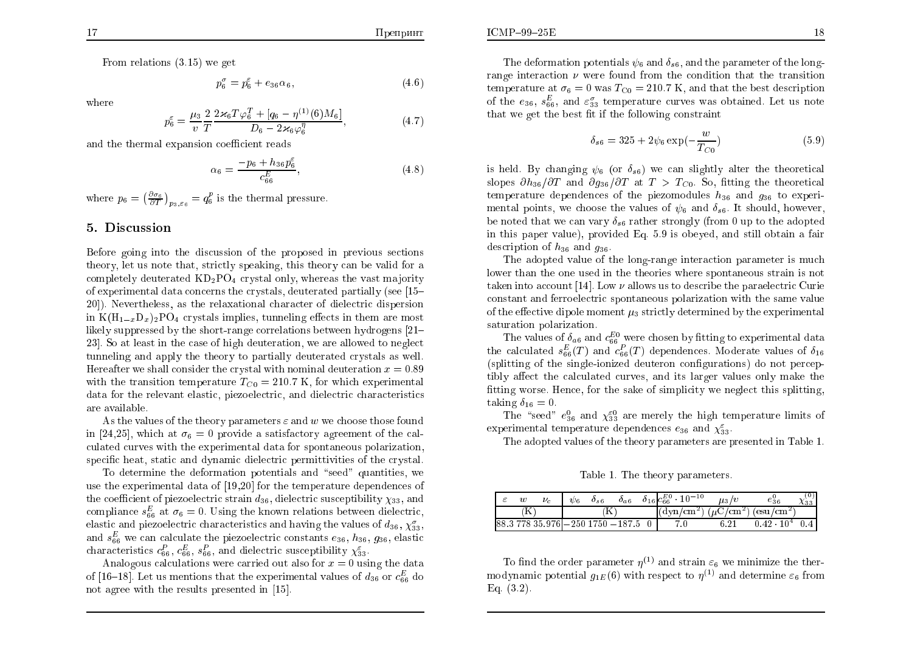From relations (3.15) we get

$$p_6^\sigma = p_6^\varepsilon + e_{36}\alpha_6, \tag{4.6}$$

where

$$p_6^\varepsilon = \frac{\mu_3}{v}\frac{2}{T}\frac{2\varkappa_6 T\varphi_6^T + [q_6 - \eta^{(1)}(6)M_6]}{D_6 - 2\varkappa_6\varphi_6^\eta}, \tag{4.7}$$

and the thermal expansion coefficient reads

$$\alpha_6 = \frac{-p_6 + h_{36}p_6^\varepsilon}{c_{66}^E}, \tag{4.8}$$

where $p_6 = \left(\frac{\partial\sigma_6}{\partial T}\right)_{p_3,\varepsilon_6} = q_6^p$ is the thermal pressure.

## 5. Discussion

Before going into the discussion of the proposed in previous sections theory, let us note that, strictly speaking, this theory can be valid for a completely deuterated $KD_2PO_4$ crystal only, whereas the vast majority of experimental data concerns the crystals, deuterated partially (see [15–20]). Nevertheless, as the relaxational character of dielectric dispersion in $K(H_{1-x}D_x)_2PO_4$ crystals implies, tunneling effects in them are most likely suppressed by the short-range correlations between hydrogens [21–23]. So at least in the case of high deuteration, we are allowed to neglect tunneling and apply the theory to partially deuterated crystals as well. Hereafter we shall consider the crystal with nominal deuteration $x = 0.89$ with the transition temperature $T_{C0} = 210.7$ K, for which experimental data for the relevant elastic, piezoelectric, and dielectric characteristics are available.

As the values of the theory parameters $\varepsilon$ and $w$ we choose those found in [24,25], which at $\sigma_6 = 0$ provide a satisfactory agreement of the calculated curves with the experimental data for spontaneous polarization, specific heat, static and dynamic dielectric permittivities of the crystal.

To determine the deformation potentials and "seed" quantities, we use the experimental data of [19,20] for the temperature dependences of the coefficient of piezoelectric strain $d_{36}$, dielectric susceptibility $\chi_{33}$, and compliance $s_{66}^E$ at $\sigma_6 = 0$. Using the known relations between dielectric, elastic and piezoelectric characteristics and having the values of $d_{36}$, $\chi_{33}^\sigma$, and $s_{66}^E$ we can calculate the piezoelectric constants $e_{36}$, $h_{36}$, $g_{36}$, elastic characteristics $c_{66}^P$, $c_{66}^E$, $s_{66}^P$, and dielectric susceptibility $\chi_{33}^\varepsilon$.

Analogous calculations were carried out also for $x = 0$ using the data of [16–18]. Let us mentions that the experimental values of $d_{36}$ or $c_{66}^E$ do not agree with the results presented in [15].

The deformation potentials $\psi_6$ and $\delta_{s6}$, and the parameter of the long-range interaction $\nu$ were found from the condition that the transition temperature at $\sigma_6 = 0$ was $T_{C0} = 210.7$ K, and that the best description of the $e_{36}$, $s_{66}^E$, and $\varepsilon_{33}^\sigma$ temperature curves was obtained. Let us note that we get the best fit if the following constraint

$$\delta_{s6} = 325 + 2\psi_6 \exp(-\frac{w}{T_{C0}}) \tag{5.9}$$

is held. By changing $\psi_6$ (or $\delta_{s6}$) we can slightly alter the theoretical slopes $\partial h_{36}/\partial T$ and $\partial g_{36}/\partial T$ at $T > T_{C0}$. So, fitting the theoretical temperature dependences of the piezomodules $h_{36}$ and $g_{36}$ to experimental points, we choose the values of $\psi_6$ and $\delta_{s6}$. It should, however, be noted that we can vary $\delta_{s6}$ rather strongly (from 0 up to the adopted in this paper value), provided Eq. 5.9 is obeyed, and still obtain a fair description of $h_{36}$ and $g_{36}$.

The adopted value of the long-range interaction parameter is much lower than the one used in the theories where spontaneous strain is not taken into account [14]. Low $\nu$ allows us to describe the paraelectric Curie constant and ferroelectric spontaneous polarization with the same value of the effective dipole moment $\mu_3$ strictly determined by the experimental saturation polarization.

The values of $\delta_{a6}$ and $c_{66}^{E0}$ were chosen by fitting to experimental data the calculated $s_{66}^E(T)$ and $c_{66}^P(T)$ dependences. Moderate values of $\delta_{16}$ (splitting of the single-ionized deuteron configurations) do not perceptibly affect the calculated curves, and its larger values only make the fitting worse. Hence, for the sake of simplicity we neglect this splitting, taking $\delta_{16} = 0$.

The "seed" $e_{36}^0$ and $\chi_{33}^{\varepsilon 0}$ are merely the high temperature limits of experimental temperature dependences $e_{36}$ and $\chi_{33}^\varepsilon$.

The adopted values of the theory parameters are presented in Table 1.

Table 1. The theory parameters.

| $\varepsilon$ | $w$ | $\nu_c$ | $\psi_6$ | $\delta_{s6}$ | $\delta_{a6}$ | $\delta_{16}$ | $c_{66}^{E0}\cdot 10^{-10}$ | $\mu_3/v$ | $e_{36}^0$ | $\chi_{33}^{(0)}$ |
|---|---|---|---|---|---|---|---|---|---|---|
| (K) | | | (K) | | | | (dyn/cm$^2$) | ($\mu$C/cm$^2$) | (esu/cm$^2$) | |
| 88.3 | 778 | 35.976 | $-250$ | 1750 | $-187.5$ | 0 | 7.0 | 6.21 | $0.42\cdot 10^4$ | 0.4 |

To find the order parameter $\eta^{(1)}$ and strain $\varepsilon_6$ we minimize the thermodynamic potential $g_{1E}(6)$ with respect to $\eta^{(1)}$ and determine $\varepsilon_6$ from Eq. (3.2).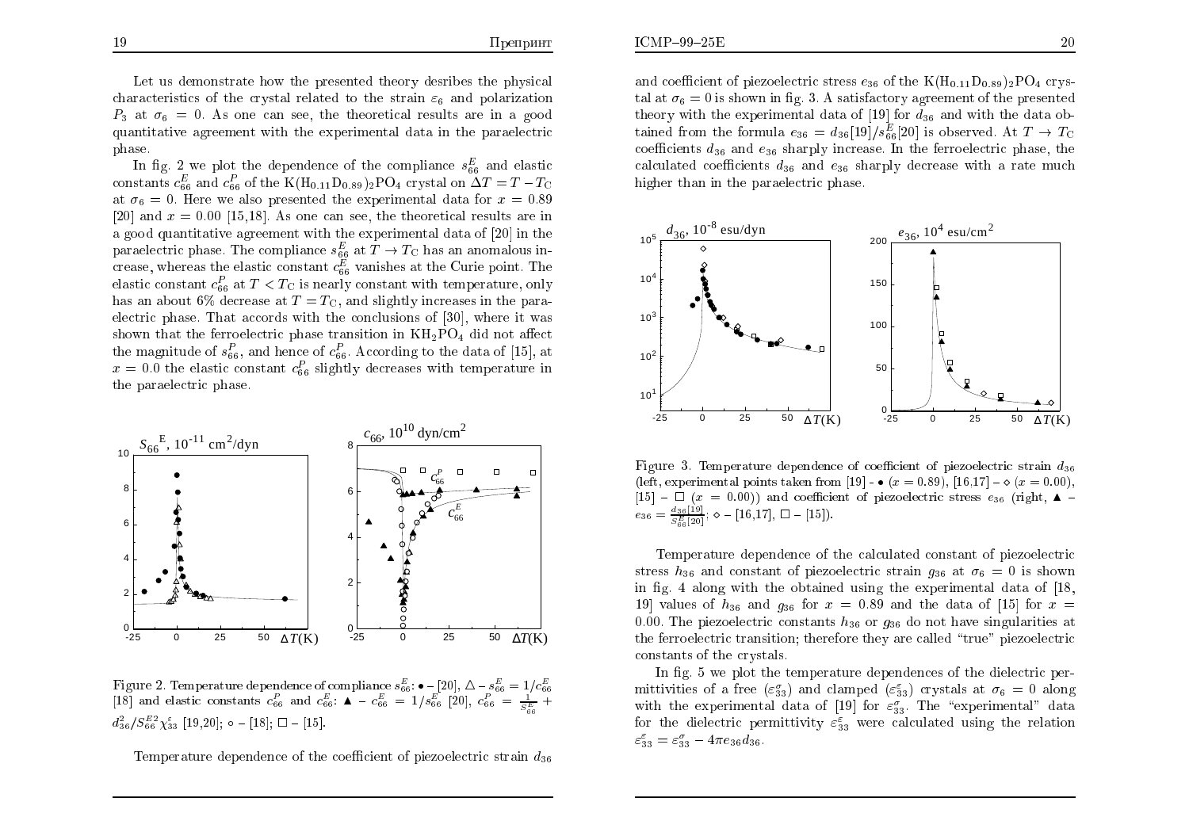Let us demonstrate how the presented theory desribes the physical characteristics of the crystal related to the strain $\varepsilon_6$ and polarization $P_3$ at $\sigma_6 = 0$. As one can see, the theoretical results are in a good quantitative agreement with the experimental data in the paraelectric phase.

In fig. 2 we plot the dependence of the compliance $s_{66}^E$ and elastic constants $c_{66}^E$ and $c_{66}^P$ of the $K(H_{0.11}D_{0.89})_2PO_4$ crystal on $\Delta T = T - T_C$ at $\sigma_6 = 0$. Here we also presented the experimental data for $x = 0.89$ [20] and $x = 0.00$ [15,18]. As one can see, the theoretical results are in a good quantitative agreement with the experimental data of [20] in the paraelectric phase. The compliance $s_{66}^E$ at $T \to T_C$ has an anomalous increase, whereas the elastic constant $c_{66}^E$ vanishes at the Curie point. The elastic constant $c_{66}^P$ at $T < T_C$ is nearly constant with temperature, only has an about 6% decrease at $T = T_C$, and slightly increases in the paraelectric phase. That accords with the conclusions of [30], where it was shown that the ferroelectric phase transition in $KH_2PO_4$ did not affect the magnitude of $s_{66}^P$, and hence of $c_{66}^P$. According to the data of [15], at $x = 0.0$ the elastic constant $c_{66}^P$ slightly decreases with temperature in the paraelectric phase.

Figure 2. Temperature dependence of compliance $s_{66}^E$: • – [20], △ – $s_{66}^E = 1/c_{66}^E$ [18] and elastic constants $c_{66}^P$ and $c_{66}^E$: ▲ – $c_{66}^E = 1/s_{66}^E$ [20], $c_{66}^P = \frac{1}{S_{66}^E} + d_{36}^2/S_{66}^{E2}\chi_{33}^{\varepsilon}$ [19,20]; ○ – [18]; □ – [15].

Temperature dependence of the coefficient of piezoelectric strain $d_{36}$ and coefficient of piezoelectric stress $e_{36}$ of the $K(H_{0.11}D_{0.89})_2PO_4$ crystal at $\sigma_6 = 0$ is shown in fig. 3. A satisfactory agreement of the presented theory with the experimental data of [19] for $d_{36}$ and with the data obtained from the formula $e_{36} = d_{36}[19]/s_{66}^E[20]$ is observed. At $T \to T_C$ coefficients $d_{36}$ and $e_{36}$ sharply increase. In the ferroelectric phase, the calculated coefficients $d_{36}$ and $e_{36}$ sharply decrease with a rate much higher than in the paraelectric phase.

Figure 3. Temperature dependence of coefficient of piezoelectric strain $d_{36}$ (left, experimental points taken from [19] - • ($x = 0.89$), [16,17] – ◇ ($x = 0.00$), [15] – □ ($x = 0.00$)) and coefficient of piezoelectric stress $e_{36}$ (right, ▲ – $e_{36} = \frac{d_{36}[19]}{S_{66}^E[20]}$; ◇ – [16,17], □ – [15]).

Temperature dependence of the calculated constant of piezoelectric stress $h_{36}$ and constant of piezoelectric strain $g_{36}$ at $\sigma_6 = 0$ is shown in fig. 4 along with the obtained using the experimental data of [18, 19] values of $h_{36}$ and $g_{36}$ for $x = 0.89$ and the data of [15] for $x = 0.00$. The piezoelectric constants $h_{36}$ or $g_{36}$ do not have singularities at the ferroelectric transition; therefore they are called "true" piezoelectric constants of the crystals.

In fig. 5 we plot the temperature dependences of the dielectric permittivities of a free ($\varepsilon_{33}^{\sigma}$) and clamped ($\varepsilon_{33}^{\varepsilon}$) crystals at $\sigma_6 = 0$ along with the experimental data of [19] for $\varepsilon_{33}^{\sigma}$. The "experimental" data for the dielectric permittivity $\varepsilon_{33}^{\varepsilon}$ were calculated using the relation $\varepsilon_{33}^{\varepsilon} = \varepsilon_{33}^{\sigma} - 4\pi e_{36} d_{36}$.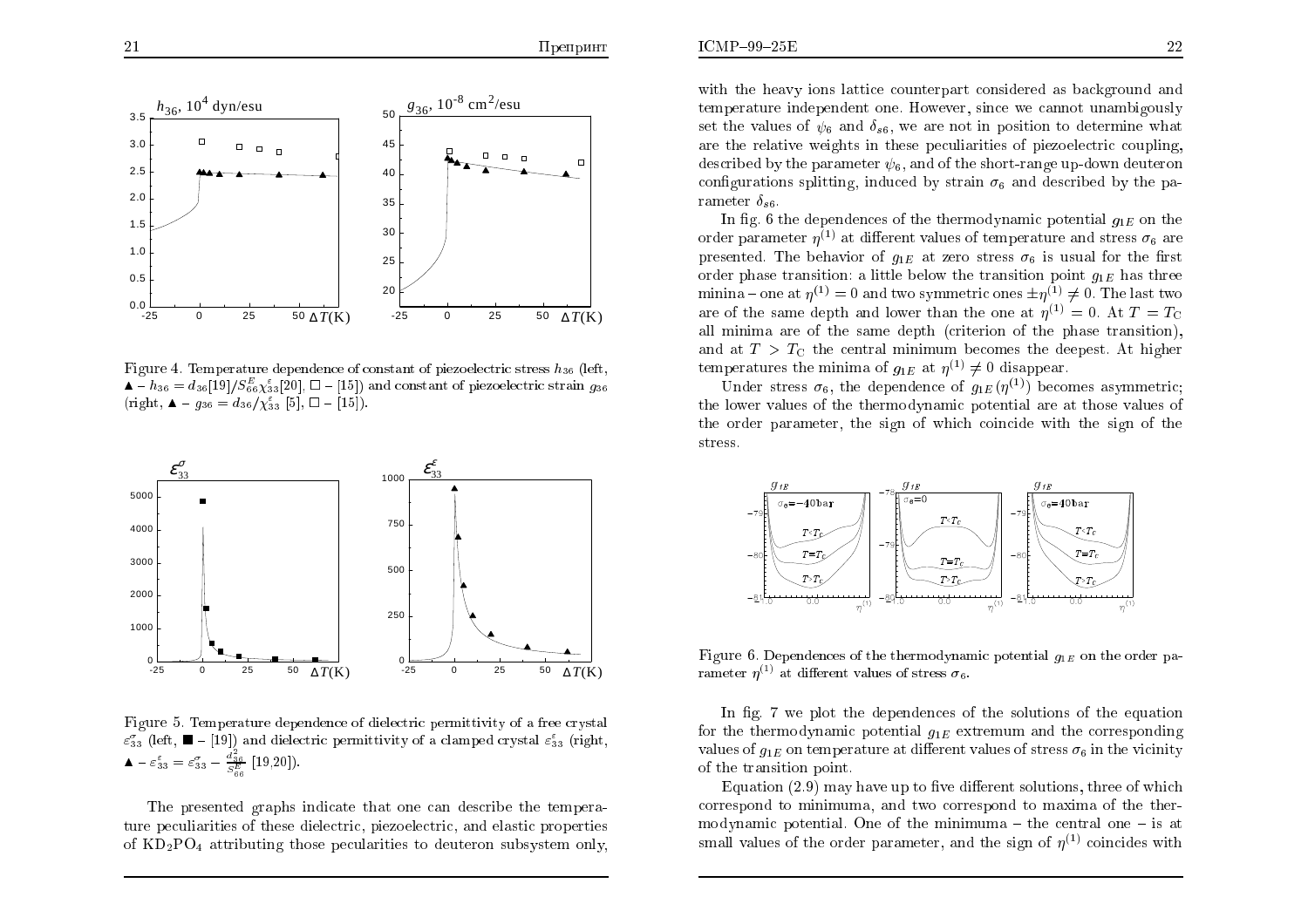Figure 4. Temperature dependence of constant of piezoelectric stress $h_{36}$ (left, ▲ – $h_{36} = d_{36}[19]/S^E_{66}\chi^\varepsilon_{33}[20]$, □ – [15]) and constant of piezoelectric strain $g_{36}$ (right, ▲ – $g_{36} = d_{36}/\chi^\varepsilon_{33}$ [5], □ – [15]).

Figure 5. Temperature dependence of dielectric permittivity of a free crystal $\varepsilon^\sigma_{33}$ (left, ■ – [19]) and dielectric permittivity of a clamped crystal $\varepsilon^\varepsilon_{33}$ (right, ▲ – $\varepsilon^\varepsilon_{33} = \varepsilon^\sigma_{33} - \frac{d^2_{36}}{S^E_{66}}$ [19,20]).

The presented graphs indicate that one can describe the temperature peculiarities of these dielectric, piezoelectric, and elastic properties of $KD_2PO_4$ attributing those pecularities to deuteron subsystem only, with the heavy ions lattice counterpart considered as background and temperature independent one. However, since we cannot unambigously set the values of $\psi_6$ and $\delta_{s6}$, we are not in position to determine what are the relative weights in these peculiarities of piezoelectric coupling, described by the parameter $\psi_6$, and of the short-range up-down deuteron configurations splitting, induced by strain $\sigma_6$ and described by the parameter $\delta_{s6}$.

In fig. 6 the dependences of the thermodynamic potential $g_{1E}$ on the order parameter $\eta^{(1)}$ at different values of temperature and stress $\sigma_6$ are presented. The behavior of $g_{1E}$ at zero stress $\sigma_6$ is usual for the first order phase transition: a little below the transition point $g_{1E}$ has three minina – one at $\eta^{(1)} = 0$ and two symmetric ones $\pm\eta^{(1)} \neq 0$. The last two are of the same depth and lower than the one at $\eta^{(1)} = 0$. At $T = T_C$ all minima are of the same depth (criterion of the phase transition), and at $T > T_C$ the central minimum becomes the deepest. At higher temperatures the minima of $g_{1E}$ at $\eta^{(1)} \neq 0$ disappear.

Under stress $\sigma_6$, the dependence of $g_{1E}(\eta^{(1)})$ becomes asymmetric; the lower values of the thermodynamic potential are at those values of the order parameter, the sign of which coincide with the sign of the stress.

Figure 6. Dependences of the thermodynamic potential $g_{1E}$ on the order parameter $\eta^{(1)}$ at different values of stress $\sigma_6$.

In fig. 7 we plot the dependences of the solutions of the equation for the thermodynamic potential $g_{1E}$ extremum and the corresponding values of $g_{1E}$ on temperature at different values of stress $\sigma_6$ in the vicinity of the transition point.

Equation (2.9) may have up to five different solutions, three of which correspond to minimuma, and two correspond to maxima of the thermodynamic potential. One of the minimuma – the central one – is at small values of the order parameter, and the sign of $\eta^{(1)}$ coincides with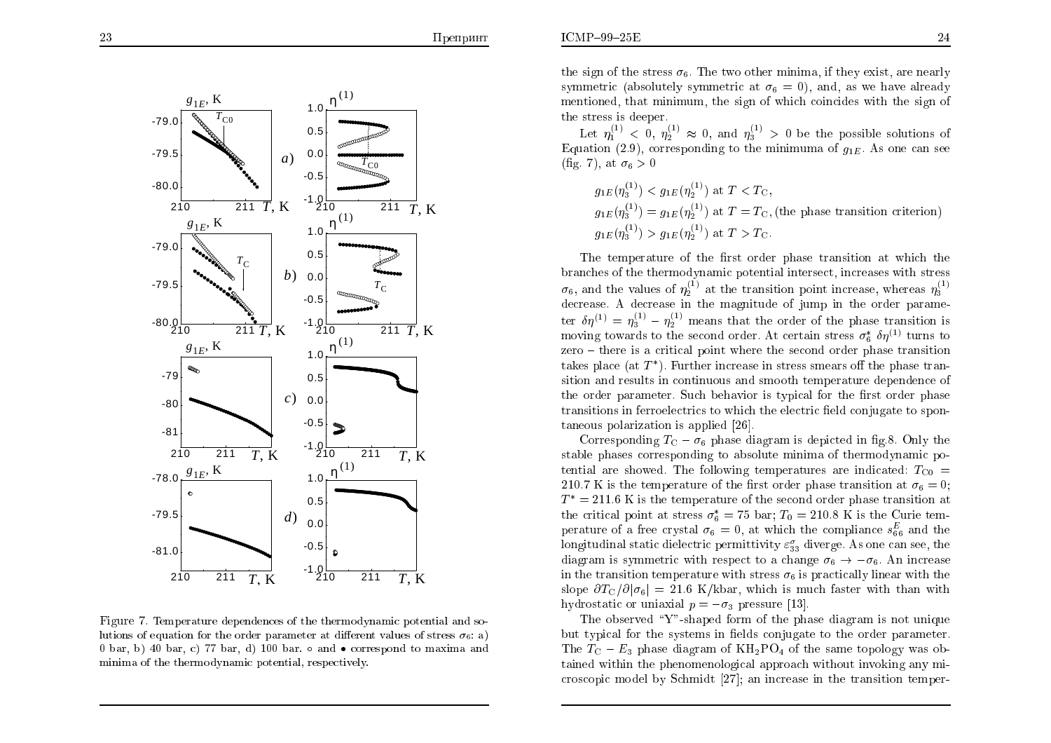Figure 7. Temperature dependences of the thermodynamic potential and solutions of equation for the order parameter at different values of stress $\sigma_6$: a) 0 bar, b) 40 bar, c) 77 bar, d) 100 bar. $\circ$ and $\bullet$ correspond to maxima and minima of the thermodynamic potential, respectively.

the sign of the stress $\sigma_6$. The two other minima, if they exist, are nearly symmetric (absolutely symmetric at $\sigma_6 = 0$), and, as we have already mentioned, that minimum, the sign of which coincides with the sign of the stress is deeper.

Let $\eta_1^{(1)} < 0$, $\eta_2^{(1)} \approx 0$, and $\eta_3^{(1)} > 0$ be the possible solutions of Equation (2.9), corresponding to the minimuma of $g_{1E}$. As one can see (fig. 7), at $\sigma_6 > 0$

$$g_{1E}(\eta_3^{(1)}) < g_{1E}(\eta_2^{(1)}) \text{ at } T < T_{\rm C},$$

$$g_{1E}(\eta_3^{(1)}) = g_{1E}(\eta_2^{(1)}) \text{ at } T = T_{\rm C}, \text{(the phase transition criterion)}$$

$$g_{1E}(\eta_3^{(1)}) > g_{1E}(\eta_2^{(1)}) \text{ at } T > T_{\rm C}.$$

The temperature of the first order phase transition at which the branches of the thermodynamic potential intersect, increases with stress $\sigma_6$, and the values of $\eta_2^{(1)}$ at the transition point increase, whereas $\eta_3^{(1)}$ decrease. A decrease in the magnitude of jump in the order parameter $\delta\eta^{(1)} = \eta_3^{(1)} - \eta_2^{(1)}$ means that the order of the phase transition is moving towards to the second order. At certain stress $\sigma_6^*$ $\delta\eta^{(1)}$ turns to zero – there is a critical point where the second order phase transition takes place (at $T^*$). Further increase in stress smears off the phase transition and results in continuous and smooth temperature dependence of the order parameter. Such behavior is typical for the first order phase transitions in ferroelectrics to which the electric field conjugate to spontaneous polarization is applied [26].

Corresponding $T_{\rm C} - \sigma_6$ phase diagram is depicted in fig.8. Only the stable phases corresponding to absolute minima of thermodynamic potential are showed. The following temperatures are indicated: $T_{\rm C0} =$ 210.7 K is the temperature of the first order phase transition at $\sigma_6 = 0$; $T^* = 211.6$ K is the temperature of the second order phase transition at the critical point at stress $\sigma_6^* = 75$ bar; $T_0 = 210.8$ K is the Curie temperature of a free crystal $\sigma_6 = 0$, at which the compliance $s_{66}^E$ and the longitudinal static dielectric permittivity $\varepsilon_{33}^\sigma$ diverge. As one can see, the diagram is symmetric with respect to a change $\sigma_6 \to -\sigma_6$. An increase in the transition temperature with stress $\sigma_6$ is practically linear with the slope $\partial T_{\rm C}/\partial|\sigma_6| = 21.6$ K/kbar, which is much faster with than with hydrostatic or uniaxial $p = -\sigma_3$ pressure [13].

The observed "Y"-shaped form of the phase diagram is not unique but typical for the systems in fields conjugate to the order parameter. The $T_{\rm C} - E_3$ phase diagram of $KH_2PO_4$ of the same topology was obtained within the phenomenological approach without invoking any microscopic model by Schmidt [27]; an increase in the transition temper-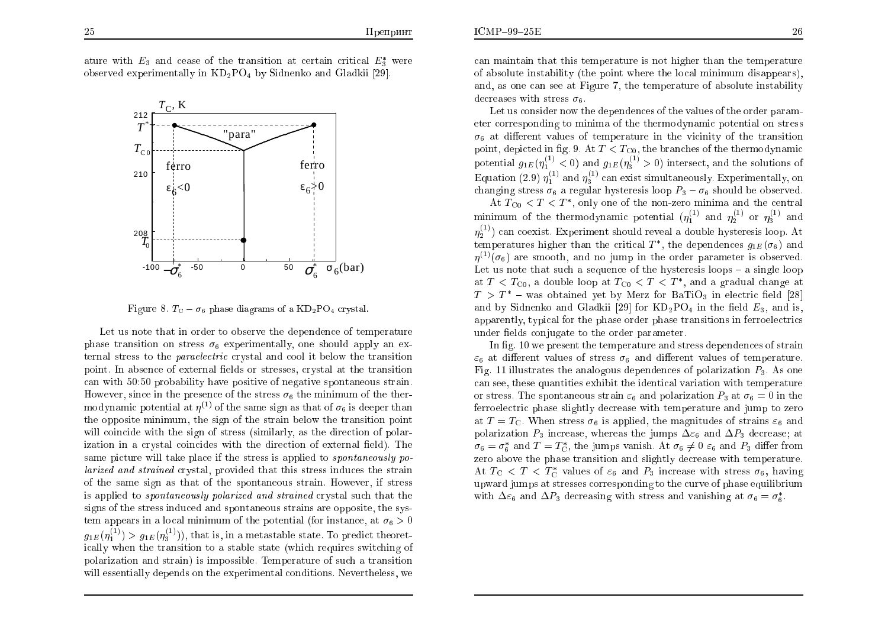ature with $E_3$ and cease of the transition at certain critical $E_3^*$ were observed experimentally in $KD_2PO_4$ by Sidnenko and Gladkii [29].

Figure 8. $T_C - \sigma_6$ phase diagrams of a $KD_2PO_4$ crystal.

Let us note that in order to observe the dependence of temperature phase transition on stress $\sigma_6$ experimentally, one should apply an external stress to the *paraelectric* crystal and cool it below the transition point. In absence of external fields or stresses, crystal at the transition can with 50:50 probability have positive of negative spontaneous strain. However, since in the presence of the stress $\sigma_6$ the minimum of the thermodynamic potential at $\eta^{(1)}$ of the same sign as that of $\sigma_6$ is deeper than the opposite minimum, the sign of the strain below the transition point will coincide with the sign of stress (similarly, as the direction of polarization in a crystal coincides with the direction of external field). The same picture will take place if the stress is applied to *spontaneously polarized and strained* crystal, provided that this stress induces the strain of the same sign as that of the spontaneous strain. However, if stress is applied to *spontaneously polarized and strained* crystal such that the signs of the stress induced and spontaneous strains are opposite, the system appears in a local minimum of the potential (for instance, at $\sigma_6 > 0$ $g_{1E}(\eta_1^{(1)}) > g_{1E}(\eta_3^{(1)})$), that is, in a metastable state. To predict theoretically when the transition to a stable state (which requires switching of polarization and strain) is impossible. Temperature of such a transition will essentially depends on the experimental conditions. Nevertheless, we can maintain that this temperature is not higher than the temperature of absolute instability (the point where the local minimum disappears), and, as one can see at Figure 7, the temperature of absolute instability decreases with stress $\sigma_6$.

Let us consider now the dependences of the values of the order parameter corresponding to minima of the thermodynamic potential on stress $\sigma_6$ at different values of temperature in the vicinity of the transition point, depicted in fig. 9. At $T < T_{C0}$, the branches of the thermodynamic potential $g_{1E}(\eta_1^{(1)} < 0)$ and $g_{1E}(\eta_3^{(1)} > 0)$ intersect, and the solutions of Equation (2.9) $\eta_1^{(1)}$ and $\eta_3^{(1)}$ can exist simultaneously. Experimentally, on changing stress $\sigma_6$ a regular hysteresis loop $P_3 - \sigma_6$ should be observed.

At $T_{C0} < T < T^*$, only one of the non-zero minima and the central minimum of the thermodynamic potential ($\eta_1^{(1)}$ and $\eta_2^{(1)}$ or $\eta_3^{(1)}$ and $\eta_2^{(1)}$) can coexist. Experiment should reveal a double hysteresis loop. At temperatures higher than the critical $T^*$, the dependences $g_{1E}(\sigma_6)$ and $\eta^{(1)}(\sigma_6)$ are smooth, and no jump in the order parameter is observed. Let us note that such a sequence of the hysteresis loops – a single loop at $T < T_{C0}$, a double loop at $T_{C0} < T < T^*$, and a gradual change at $T > T^*$ – was obtained yet by Merz for $BaTiO_3$ in electric field [28] and by Sidnenko and Gladkii [29] for $KD_2PO_4$ in the field $E_3$, and is, apparently, typical for the phase order phase transitions in ferroelectrics under fields conjugate to the order parameter.

In fig. 10 we present the temperature and stress dependences of strain $\varepsilon_6$ at different values of stress $\sigma_6$ and different values of temperature. Fig. 11 illustrates the analogous dependences of polarization $P_3$. As one can see, these quantities exhibit the identical variation with temperature or stress. The spontaneous strain $\varepsilon_6$ and polarization $P_3$ at $\sigma_6 = 0$ in the ferroelectric phase slightly decrease with temperature and jump to zero at $T = T_C$. When stress $\sigma_6$ is applied, the magnitudes of strains $\varepsilon_6$ and polarization $P_3$ increase, whereas the jumps $\Delta\varepsilon_6$ and $\Delta P_3$ decrease; at $\sigma_6 = \sigma_6^*$ and $T = T_C^*$, the jumps vanish. At $\sigma_6 \neq 0$ $\varepsilon_6$ and $P_3$ differ from zero above the phase transition and slightly decrease with temperature. At $T_C < T < T_C^*$ values of $\varepsilon_6$ and $P_3$ increase with stress $\sigma_6$, having upward jumps at stresses corresponding to the curve of phase equilibrium with $\Delta\varepsilon_6$ and $\Delta P_3$ decreasing with stress and vanishing at $\sigma_6 = \sigma_6^*$.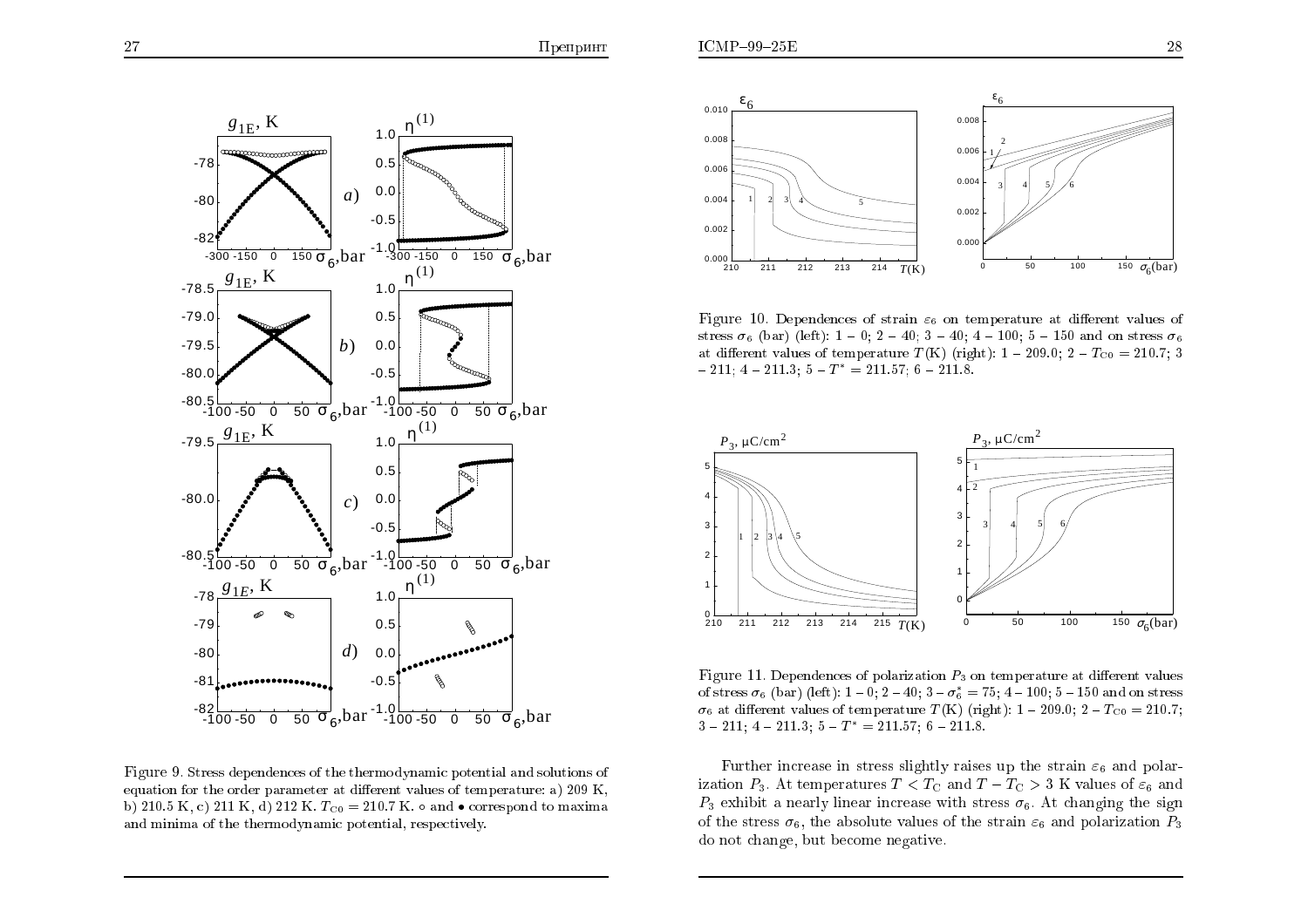Figure 9. Stress dependences of the thermodynamic potential and solutions of equation for the order parameter at different values of temperature: a) 209 K, b) 210.5 K, c) 211 K, d) 212 K. $T_{C0} = 210.7$ K. ∘ and • correspond to maxima and minima of the thermodynamic potential, respectively.

Figure 10. Dependences of strain $\varepsilon_6$ on temperature at different values of stress $\sigma_6$ (bar) (left): 1 – 0; 2 – 40; 3 – 40; 4 – 100; 5 – 150 and on stress $\sigma_6$ at different values of temperature $T$(K) (right): 1 – 209.0; 2 – $T_{C0} = 210.7$; 3 – 211; 4 – 211.3; 5 – $T^* = 211.57$; 6 – 211.8.

Figure 11. Dependences of polarization $P_3$ on temperature at different values of stress $\sigma_6$ (bar) (left): 1 – 0; 2 – 40; 3 – $\sigma_6^* = 75$; 4 – 100; 5 – 150 and on stress $\sigma_6$ at different values of temperature $T$(K) (right): 1 – 209.0; 2 – $T_{C0} = 210.7$; 3 – 211; 4 – 211.3; 5 – $T^* = 211.57$; 6 – 211.8.

Further increase in stress slightly raises up the strain $\varepsilon_6$ and polarization $P_3$. At temperatures $T < T_C$ and $T - T_C > 3$ K values of $\varepsilon_6$ and $P_3$ exhibit a nearly linear increase with stress $\sigma_6$. At changing the sign of the stress $\sigma_6$, the absolute values of the strain $\varepsilon_6$ and polarization $P_3$ do not change, but become negative.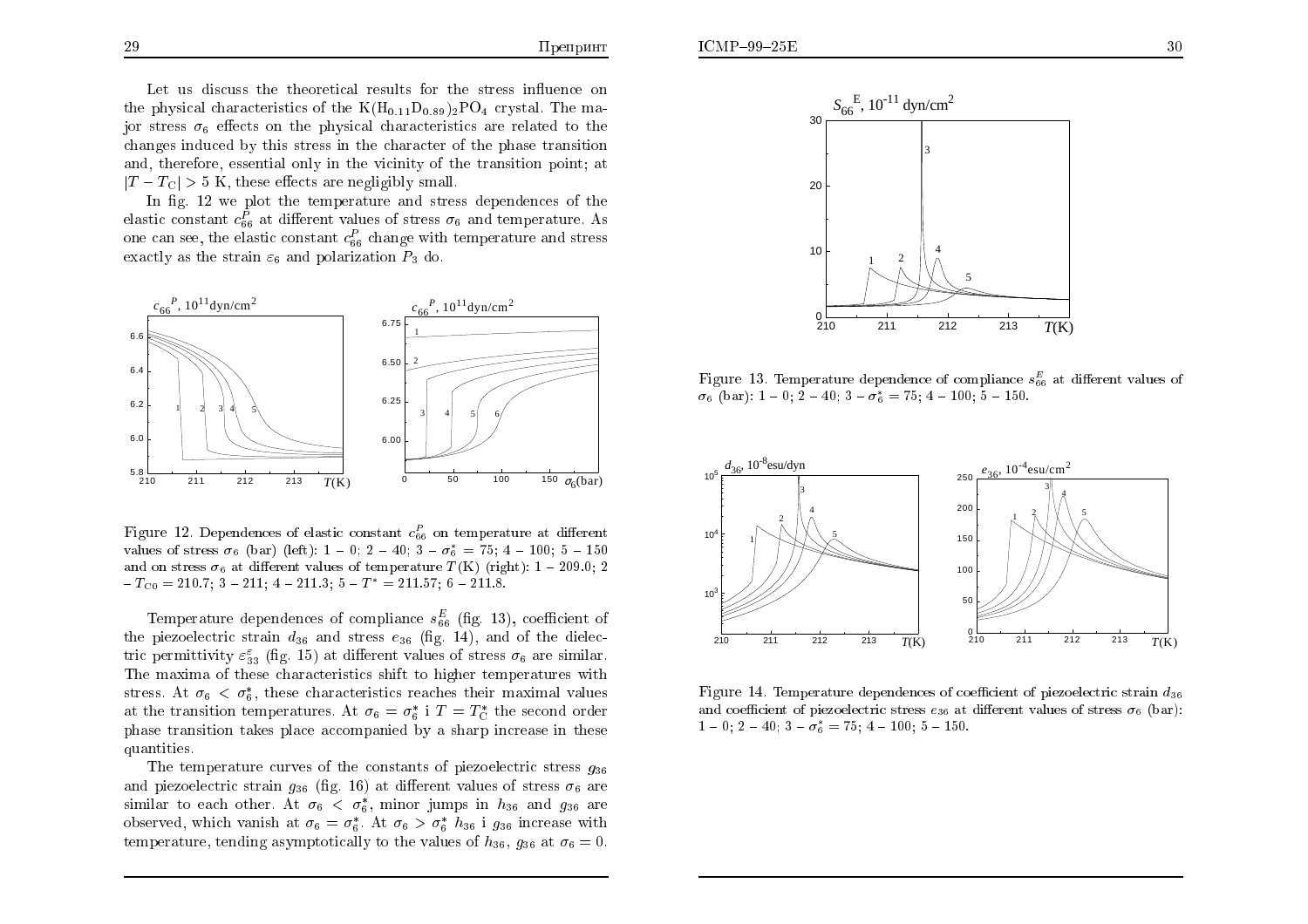Let us discuss the theoretical results for the stress influence on the physical characteristics of the $K(H_{0.11}D_{0.89})_2PO_4$ crystal. The major stress $\sigma_6$ effects on the physical characteristics are related to the changes induced by this stress in the character of the phase transition and, therefore, essential only in the vicinity of the transition point; at $|T - T_C| > 5$ K, these effects are negligibly small.

In fig. 12 we plot the temperature and stress dependences of the elastic constant $c_{66}^P$ at different values of stress $\sigma_6$ and temperature. As one can see, the elastic constant $c_{66}^P$ change with temperature and stress exactly as the strain $\varepsilon_6$ and polarization $P_3$ do.

Figure 12. Dependences of elastic constant $c_{66}^P$ on temperature at different values of stress $\sigma_6$ (bar) (left): 1 – 0; 2 – 40; 3 – $\sigma_6^* = 75$; 4 – 100; 5 – 150 and on stress $\sigma_6$ at different values of temperature $T$(K) (right): 1 – 209.0; 2 – $T_{C0} = 210.7$; 3 – 211; 4 – 211.3; 5 – $T^* = 211.57$; 6 – 211.8.

Temperature dependences of compliance $s_{66}^E$ (fig. 13), coefficient of the piezoelectric strain $d_{36}$ and stress $e_{36}$ (fig. 14), and of the dielectric permittivity $\varepsilon_{33}^\varepsilon$ (fig. 15) at different values of stress $\sigma_6$ are similar. The maxima of these characteristics shift to higher temperatures with stress. At $\sigma_6 < \sigma_6^*$, these characteristics reaches their maximal values at the transition temperatures. At $\sigma_6 = \sigma_6^*$ i $T = T_C^*$ the second order phase transition takes place accompanied by a sharp increase in these quantities.

The temperature curves of the constants of piezoelectric stress $g_{36}$ and piezoelectric strain $g_{36}$ (fig. 16) at different values of stress $\sigma_6$ are similar to each other. At $\sigma_6 < \sigma_6^*$, minor jumps in $h_{36}$ and $g_{36}$ are observed, which vanish at $\sigma_6 = \sigma_6^*$. At $\sigma_6 > \sigma_6^*$ $h_{36}$ i $g_{36}$ increase with temperature, tending asymptotically to the values of $h_{36}$, $g_{36}$ at $\sigma_6 = 0$.

Figure 13. Temperature dependence of compliance $s_{66}^E$ at different values of $\sigma_6$ (bar): 1 – 0; 2 – 40; 3 – $\sigma_6^* = 75$; 4 – 100; 5 – 150.

Figure 14. Temperature dependences of coefficient of piezoelectric strain $d_{36}$ and coefficient of piezoelectric stress $e_{36}$ at different values of stress $\sigma_6$ (bar): 1 – 0; 2 – 40; 3 – $\sigma_6^* = 75$; 4 – 100; 5 – 150.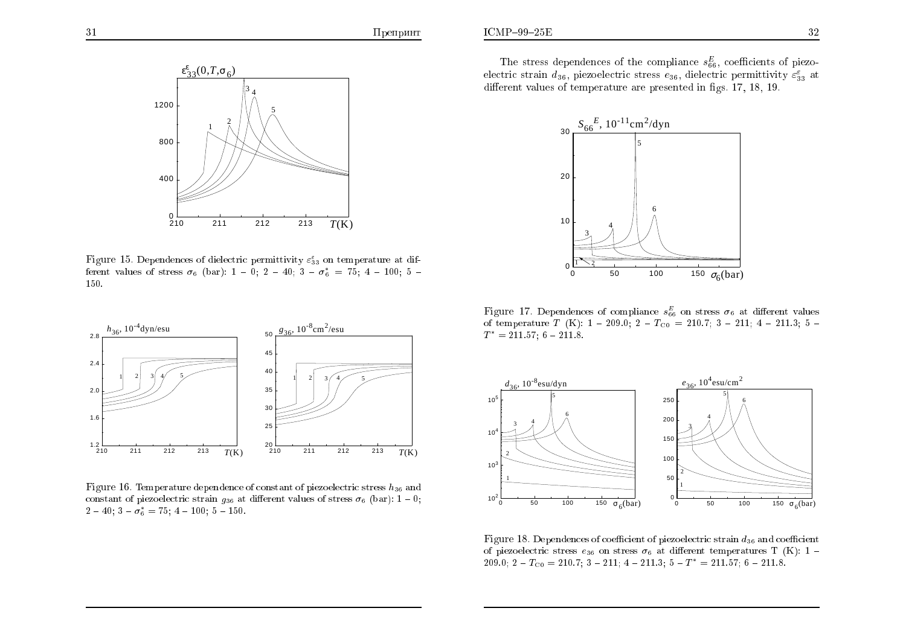Figure 15. Dependences of dielectric permittivity $\varepsilon_{33}^{\varepsilon}$ on temperature at different values of stress $\sigma_6$ (bar): 1 – 0; 2 – 40; 3 – $\sigma_6^* = 75$; 4 – 100; 5 – 150.

Figure 16. Temperature dependence of constant of piezoelectric stress $h_{36}$ and constant of piezoelectric strain $g_{36}$ at different values of stress $\sigma_6$ (bar): 1 – 0; 2 – 40; 3 – $\sigma_6^* = 75$; 4 – 100; 5 – 150.

The stress dependences of the compliance $s_{66}^{E}$, coefficients of piezoelectric strain $d_{36}$, piezoelectric stress $e_{36}$, dielectric permittivity $\varepsilon_{33}^{\varepsilon}$ at different values of temperature are presented in figs. 17, 18, 19.

Figure 17. Dependences of compliance $s_{66}^{E}$ on stress $\sigma_6$ at different values of temperature $T$ (K): 1 – 209.0; 2 – $T_{C0} = 210.7$; 3 – 211; 4 – 211.3; 5 – $T^* = 211.57$; 6 – 211.8.

Figure 18. Dependences of coefficient of piezoelectric strain $d_{36}$ and coefficient of piezoelectric stress $e_{36}$ on stress $\sigma_6$ at different temperatures T (K): 1 – 209.0; 2 – $T_{C0} = 210.7$; 3 – 211; 4 – 211.3; 5 – $T^* = 211.57$; 6 – 211.8.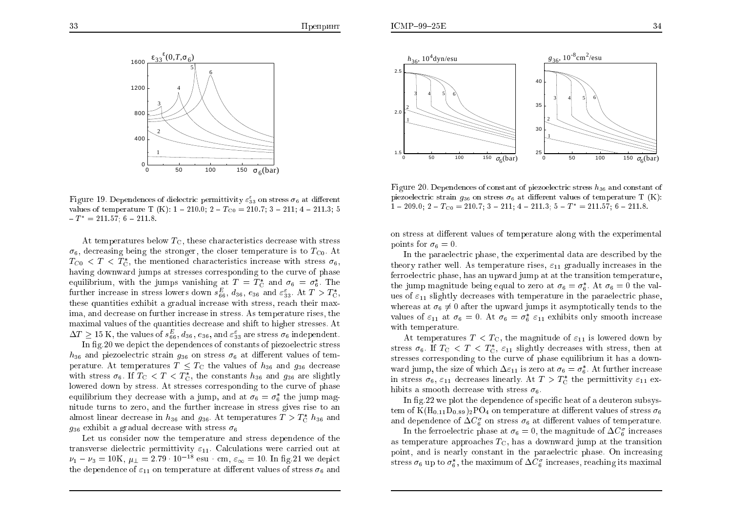Figure 19. Dependences of dielectric permittivity $\varepsilon_{33}^{\varepsilon}$ on stress $\sigma_6$ at different values of temperature T (K): 1 – 210.0; 2 – $T_{C0}$ = 210.7; 3 – 211; 4 – 211.3; 5 – $T^*$ = 211.57; 6 – 211.8.

At temperatures below $T_C$, these characteristics decrease with stress $\sigma_6$, decreasing being the stronger, the closer temperature is to $T_{C0}$. At $T_{C0} < T < T_C^*$, the mentioned characteristics increase with stress $\sigma_6$, having downward jumps at stresses corresponding to the curve of phase equilibrium, with the jumps vanishing at $T = T_C^*$ and $\sigma_6 = \sigma_6^*$. The further increase in stress lowers down $s_{66}^E$, $d_{36}$, $e_{36}$ and $\varepsilon_{33}^{\varepsilon}$. At $T > T_C^*$, these quantities exhibit a gradual increase with stress, reach their maxima, and decrease on further increase in stress. As temperature rises, the maximal values of the quantities decrease and shift to higher stresses. At $\Delta T \geq 15$ K, the values of $s_{66}^E$, $d_{36}$, $e_{36}$, and $\varepsilon_{33}^{\varepsilon}$ are stress $\sigma_6$ independent.

In fig.20 we depict the dependences of constants of piezoelectric stress $h_{36}$ and piezoelectric strain $g_{36}$ on stress $\sigma_6$ at different values of temperature. At temperatures $T \leq T_C$ the values of $h_{36}$ and $g_{36}$ decrease with stress $\sigma_6$. If $T_C < T < T_C^*$, the constants $h_{36}$ and $g_{36}$ are slightly lowered down by stresses. At stresses corresponding to the curve of phase equilibrium they decrease with a jump, and at $\sigma_6 = \sigma_6^*$ the jump magnitude turns to zero, and the further increase in stress gives rise to an almost linear decrease in $h_{36}$ and $g_{36}$. At temperatures $T > T_C^*$ $h_{36}$ and $g_{36}$ exhibit a gradual decrease with stress $\sigma_6$

Let us consider now the temperature and stress dependence of the transverse dielectric permittivity $\varepsilon_{11}$. Calculations were carried out at $\nu_1 - \nu_3 = 10$K, $\mu_\perp = 2.79 \cdot 10^{-18}$ esu $\cdot$ cm, $\varepsilon_\infty = 10$. In fig.21 we depict the dependence of $\varepsilon_{11}$ on temperature at different values of stress $\sigma_6$ and

Figure 20. Dependences of constant of piezoelectric stress $h_{36}$ and constant of piezoelectric strain $g_{36}$ on stress $\sigma_6$ at different values of temperature T (K): 1 – 209.0; 2 – $T_{C0}$ = 210.7; 3 – 211; 4 – 211.3; 5 – $T^*$ = 211.57; 6 – 211.8.

on stress at different values of temperature along with the experimental points for $\sigma_6 = 0$.

In the paraelectric phase, the experimental data are described by the theory rather well. As temperature rises, $\varepsilon_{11}$ gradually increases in the ferroelectric phase, has an upward jump at at the transition temperature, the jump magnitude being equal to zero at $\sigma_6 = \sigma_6^*$. At $\sigma_6 = 0$ the values of $\varepsilon_{11}$ slightly decreases with temperature in the paraelectric phase, whereas at $\sigma_6 \neq 0$ after the upward jumps it asymptotically tends to the values of $\varepsilon_{11}$ at $\sigma_6 = 0$. At $\sigma_6 = \sigma_6^*$ $\varepsilon_{11}$ exhibits only smooth increase with temperature.

At temperatures $T < T_C$, the magnitude of $\varepsilon_{11}$ is lowered down by stress $\sigma_6$. If $T_C < T < T_C^*$, $\varepsilon_{11}$ slightly decreases with stress, then at stresses corresponding to the curve of phase equilibrium it has a downward jump, the size of which $\Delta\varepsilon_{11}$ is zero at $\sigma_6 = \sigma_6^*$. At further increase in stress $\sigma_6$, $\varepsilon_{11}$ decreases linearly. At $T > T_C^*$ the permittivity $\varepsilon_{11}$ exhibits a smooth decrease with stress $\sigma_6$.

In fig.22 we plot the dependence of specific heat of a deuteron subsystem of $K(H_{0.11}D_{0.89})_2PO_4$ on temperature at different values of stress $\sigma_6$ and dependence of $\Delta C_6^\sigma$ on stress $\sigma_6$ at different values of temperature.

In the ferroelectric phase at $\sigma_6 = 0$, the magnitude of $\Delta C_6^\sigma$ increases as temperature approaches $T_C$, has a downward jump at the transition point, and is nearly constant in the paraelectric phase. On increasing stress $\sigma_6$ up to $\sigma_6^*$, the maximum of $\Delta C_6^\sigma$ increases, reaching its maximal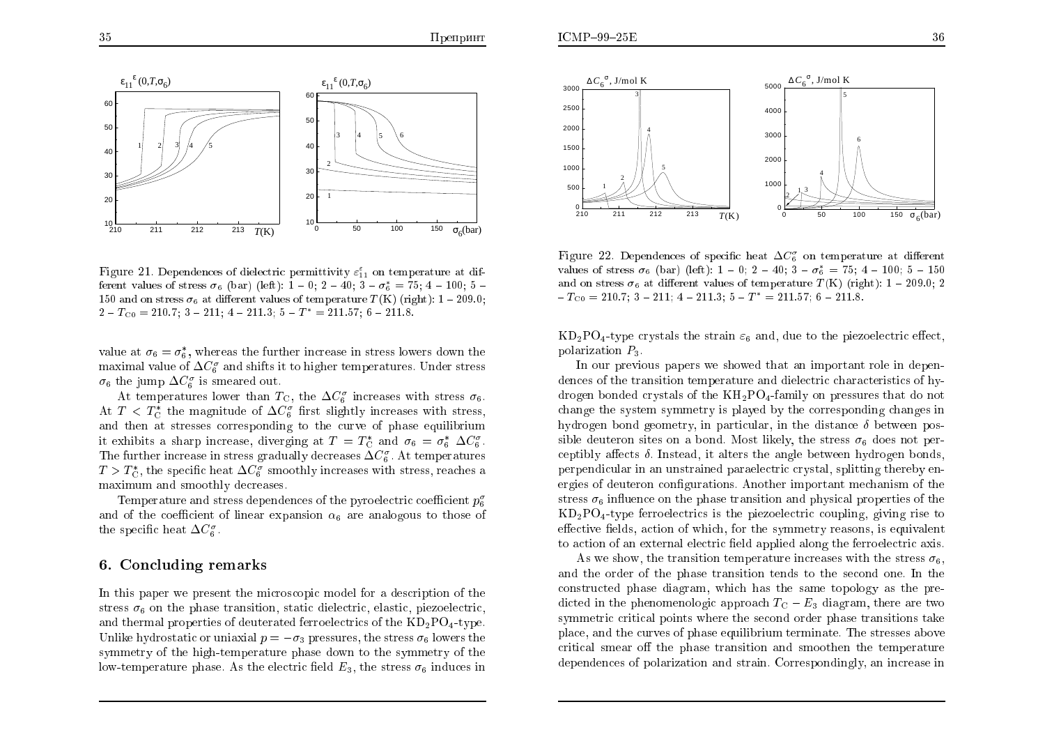Figure 21. Dependences of dielectric permittivity $\varepsilon_{11}^{\varepsilon}$ on temperature at different values of stress $\sigma_6$ (bar) (left): 1 – 0; 2 – 40; 3 – $\sigma_6^* = 75$; 4 – 100; 5 – 150 and on stress $\sigma_6$ at different values of temperature $T$(K) (right): 1 – 209.0; 2 – $T_{C0} = 210.7$; 3 – 211; 4 – 211.3; 5 – $T^* = 211.57$; 6 – 211.8.

value at $\sigma_6 = \sigma_6^*$, whereas the further increase in stress lowers down the maximal value of $\Delta C_6^{\sigma}$ and shifts it to higher temperatures. Under stress $\sigma_6$ the jump $\Delta C_6^{\sigma}$ is smeared out.

At temperatures lower than $T_C$, the $\Delta C_6^{\sigma}$ increases with stress $\sigma_6$. At $T < T_C^*$ the magnitude of $\Delta C_6^{\sigma}$ first slightly increases with stress, and then at stresses corresponding to the curve of phase equilibrium it exhibits a sharp increase, diverging at $T = T_C^*$ and $\sigma_6 = \sigma_6^*$ $\Delta C_6^{\sigma}$. The further increase in stress gradually decreases $\Delta C_6^{\sigma}$. At temperatures $T > T_C^*$, the specific heat $\Delta C_6^{\sigma}$ smoothly increases with stress, reaches a maximum and smoothly decreases.

Temperature and stress dependences of the pyroelectric coefficient $p_6^{\sigma}$ and of the coefficient of linear expansion $\alpha_6$ are analogous to those of the specific heat $\Delta C_6^{\sigma}$.

## 6. Concluding remarks

In this paper we present the microscopic model for a description of the stress $\sigma_6$ on the phase transition, static dielectric, elastic, piezoelectric, and thermal properties of deuterated ferroelectrics of the $KD_2PO_4$-type. Unlike hydrostatic or uniaxial $p = -\sigma_3$ pressures, the stress $\sigma_6$ lowers the symmetry of the high-temperature phase down to the symmetry of the low-temperature phase. As the electric field $E_3$, the stress $\sigma_6$ induces in

Figure 22. Dependences of specific heat $\Delta C_6^{\sigma}$ on temperature at different values of stress $\sigma_6$ (bar) (left): 1 – 0; 2 – 40; 3 – $\sigma_6^* = 75$; 4 – 100; 5 – 150 and on stress $\sigma_6$ at different values of temperature $T$(K) (right): 1 – 209.0; 2 – $T_{C0} = 210.7$; 3 – 211; 4 – 211.3; 5 – $T^* = 211.57$; 6 – 211.8.

$KD_2PO_4$-type crystals the strain $\varepsilon_6$ and, due to the piezoelectric effect, polarization $P_3$.

In our previous papers we showed that an important role in dependences of the transition temperature and dielectric characteristics of hydrogen bonded crystals of the $KH_2PO_4$-family on pressures that do not change the system symmetry is played by the corresponding changes in hydrogen bond geometry, in particular, in the distance $\delta$ between possible deuteron sites on a bond. Most likely, the stress $\sigma_6$ does not perceptibly affects $\delta$. Instead, it alters the angle between hydrogen bonds, perpendicular in an unstrained paraelectric crystal, splitting thereby energies of deuteron configurations. Another important mechanism of the stress $\sigma_6$ influence on the phase transition and physical properties of the $KD_2PO_4$-type ferroelectrics is the piezoelectric coupling, giving rise to effective fields, action of which, for the symmetry reasons, is equivalent to action of an external electric field applied along the ferroelectric axis.

As we show, the transition temperature increases with the stress $\sigma_6$, and the order of the phase transition tends to the second one. In the constructed phase diagram, which has the same topology as the predicted in the phenomenologic approach $T_C - E_3$ diagram, there are two symmetric critical points where the second order phase transitions take place, and the curves of phase equilibrium terminate. The stresses above critical smear off the phase transition and smoothen the temperature dependences of polarization and strain. Correspondingly, an increase in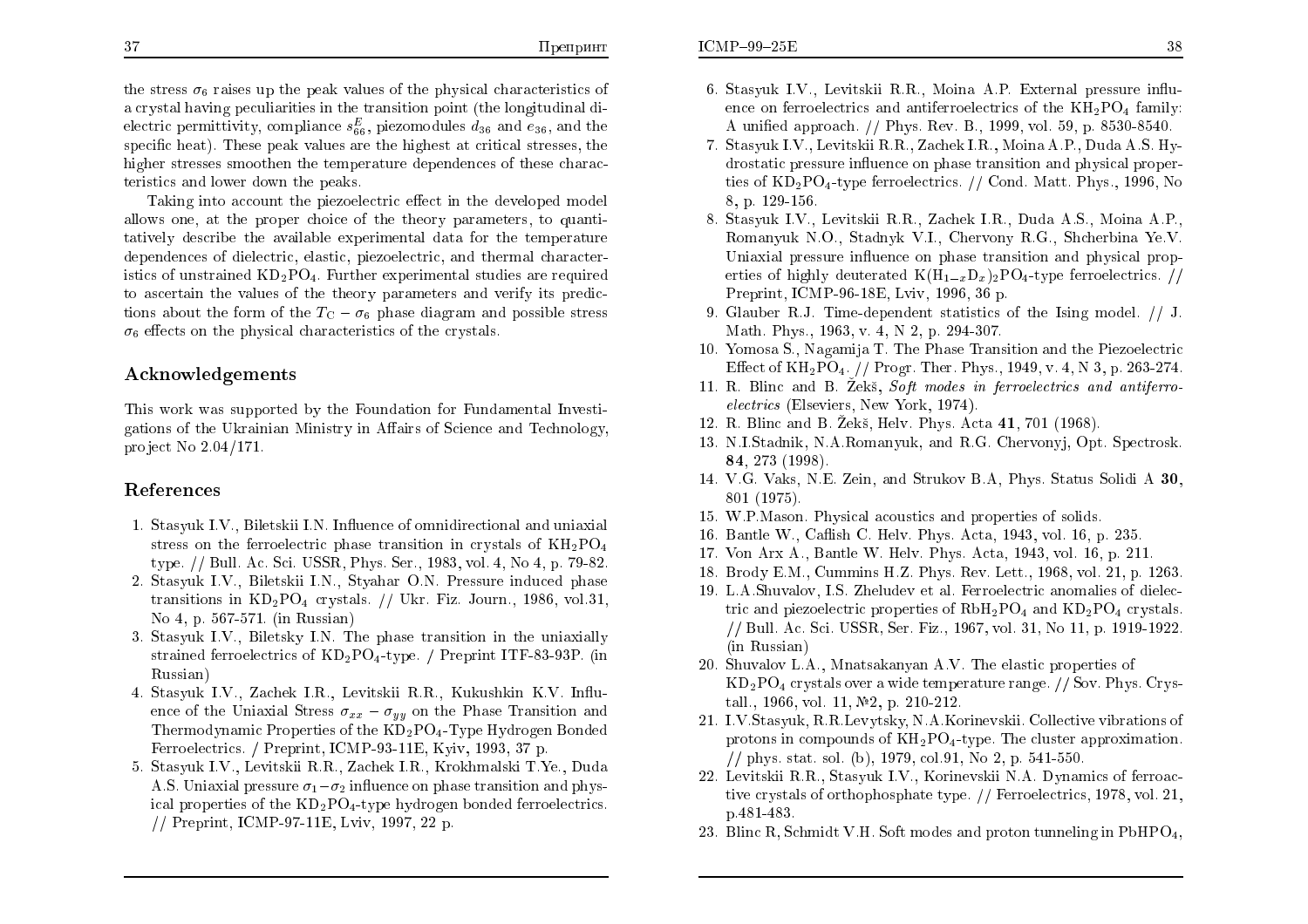the stress $\sigma_6$ raises up the peak values of the physical characteristics of a crystal having peculiarities in the transition point (the longitudinal dielectric permittivity, compliance $s_{66}^E$, piezomodules $d_{36}$ and $e_{36}$, and the specific heat). These peak values are the highest at critical stresses, the higher stresses smoothen the temperature dependences of these characteristics and lower down the peaks.

Taking into account the piezoelectric effect in the developed model allows one, at the proper choice of the theory parameters, to quantitatively describe the available experimental data for the temperature dependences of dielectric, elastic, piezoelectric, and thermal characteristics of unstrained $KD_2PO_4$. Further experimental studies are required to ascertain the values of the theory parameters and verify its predictions about the form of the $T_C - \sigma_6$ phase diagram and possible stress $\sigma_6$ effects on the physical characteristics of the crystals.

## Acknowledgements

This work was supported by the Foundation for Fundamental Investigations of the Ukrainian Ministry in Affairs of Science and Technology, project No 2.04/171.

## References

1. Stasyuk I.V., Biletskii I.N. Influence of omnidirectional and uniaxial stress on the ferroelectric phase transition in crystals of $KH_2PO_4$ type. // Bull. Ac. Sci. USSR, Phys. Ser., 1983, vol. 4, No 4, p. 79-82.
2. Stasyuk I.V., Biletskii I.N., Styahar O.N. Pressure induced phase transitions in $KD_2PO_4$ crystals. // Ukr. Fiz. Journ., 1986, vol.31, No 4, p. 567-571. (in Russian)
3. Stasyuk I.V., Biletsky I.N. The phase transition in the uniaxially strained ferroelectrics of $KD_2PO_4$-type. / Preprint ITF-83-93P. (in Russian)
4. Stasyuk I.V., Zachek I.R., Levitskii R.R., Kukushkin K.V. Influence of the Uniaxial Stress $\sigma_{xx} - \sigma_{yy}$ on the Phase Transition and Thermodynamic Properties of the $KD_2PO_4$-Type Hydrogen Bonded Ferroelectrics. / Preprint, ICMP-93-11E, Kyiv, 1993, 37 p.
5. Stasyuk I.V., Levitskii R.R., Zachek I.R., Krokhmalski T.Ye., Duda A.S. Uniaxial pressure $\sigma_1 - \sigma_2$ influence on phase transition and physical properties of the $KD_2PO_4$-type hydrogen bonded ferroelectrics. // Preprint, ICMP-97-11E, Lviv, 1997, 22 p.
6. Stasyuk I.V., Levitskii R.R., Moina A.P. External pressure influence on ferroelectrics and antiferroelectrics of the $KH_2PO_4$ family: A unified approach. // Phys. Rev. B., 1999, vol. 59, p. 8530-8540.
7. Stasyuk I.V., Levitskii R.R., Zachek I.R., Moina A.P., Duda A.S. Hydrostatic pressure influence on phase transition and physical properties of $KD_2PO_4$-type ferroelectrics. // Cond. Matt. Phys., 1996, No 8, p. 129-156.
8. Stasyuk I.V., Levitskii R.R., Zachek I.R., Duda A.S., Moina A.P., Romanyuk N.O., Stadnyk V.I., Chervony R.G., Shcherbina Ye.V. Uniaxial pressure influence on phase transition and physical properties of highly deuterated $K(H_{1-x}D_x)_2PO_4$-type ferroelectrics. // Preprint, ICMP-96-18E, Lviv, 1996, 36 p.
9. Glauber R.J. Time-dependent statistics of the Ising model. // J. Math. Phys., 1963, v. 4, N 2, p. 294-307.
10. Yomosa S., Nagamija T. The Phase Transition and the Piezoelectric Effect of $KH_2PO_4$. // Progr. Ther. Phys., 1949, v. 4, N 3, p. 263-274.
11. R. Blinc and B. Žekš, *Soft modes in ferroelectrics and antiferroelectrics* (Elseviers, New York, 1974).
12. R. Blinc and B. Žekš, Helv. Phys. Acta **41**, 701 (1968).
13. N.I.Stadnik, N.A.Romanyuk, and R.G. Chervonyj, Opt. Spectrosk. **84**, 273 (1998).
14. V.G. Vaks, N.E. Zein, and Strukov B.A, Phys. Status Solidi A **30**, 801 (1975).
15. W.P.Mason. Physical acoustics and properties of solids.
16. Bantle W., Caflish C. Helv. Phys. Acta, 1943, vol. 16, p. 235.
17. Von Arx A., Bantle W. Helv. Phys. Acta, 1943, vol. 16, p. 211.
18. Brody E.M., Cummins H.Z. Phys. Rev. Lett., 1968, vol. 21, p. 1263.
19. L.A.Shuvalov, I.S. Zheludev et al. Ferroelectric anomalies of dielectric and piezoelectric properties of $RbH_2PO_4$ and $KD_2PO_4$ crystals. // Bull. Ac. Sci. USSR, Ser. Fiz., 1967, vol. 31, No 11, p. 1919-1922. (in Russian)
20. Shuvalov L.A., Mnatsakanyan A.V. The elastic properties of $KD_2PO_4$ crystals over a wide temperature range. // Sov. Phys. Crystall., 1966, vol. 11, №2, p. 210-212.
21. I.V.Stasyuk, R.R.Levytsky, N.A.Korinevskii. Collective vibrations of protons in compounds of $KH_2PO_4$-type. The cluster approximation. // phys. stat. sol. (b), 1979, col.91, No 2, p. 541-550.
22. Levitskii R.R., Stasyuk I.V., Korinevskii N.A. Dynamics of ferroactive crystals of orthophosphate type. // Ferroelectrics, 1978, vol. 21, p.481-483.
23. Blinc R, Schmidt V.H. Soft modes and proton tunneling in $PbHPO_4$,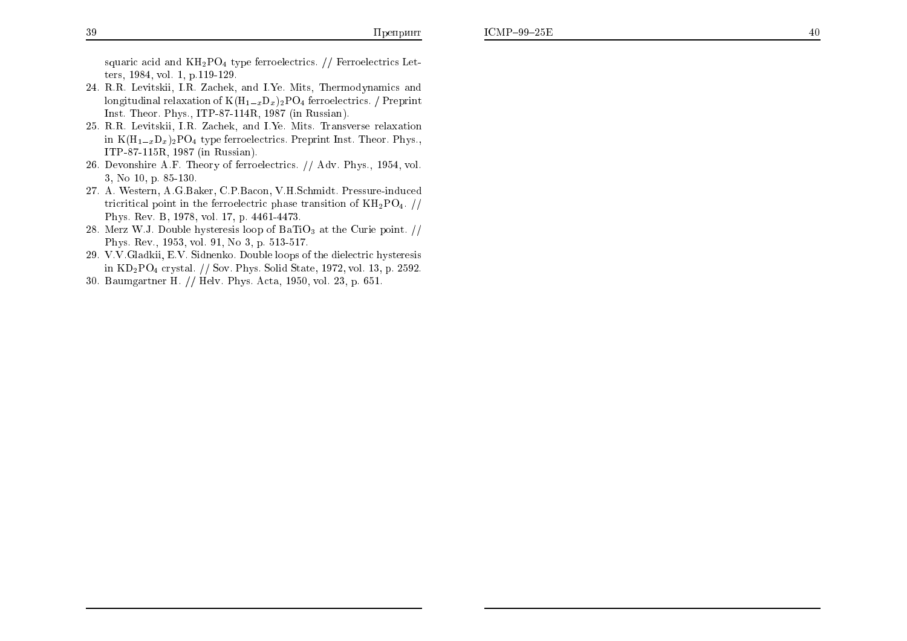squaric acid and $KH_2PO_4$ type ferroelectrics. // Ferroelectrics Letters, 1984, vol. 1, p.119-129.

24. R.R. Levitskii, I.R. Zachek, and I.Ye. Mits, Thermodynamics and longitudinal relaxation of $K(H_{1-x}D_x)_2PO_4$ ferroelectrics. / Preprint Inst. Theor. Phys., ITP-87-114R, 1987 (in Russian).
25. R.R. Levitskii, I.R. Zachek, and I.Ye. Mits. Transverse relaxation in $K(H_{1-x}D_x)_2PO_4$ type ferroelectrics. Preprint Inst. Theor. Phys., ITP-87-115R, 1987 (in Russian).
26. Devonshire A.F. Theory of ferroelectrics. // Adv. Phys., 1954, vol. 3, No 10, p. 85-130.
27. A. Western, A.G.Baker, C.P.Bacon, V.H.Schmidt. Pressure-induced tricritical point in the ferroelectric phase transition of $KH_2PO_4$. // Phys. Rev. B, 1978, vol. 17, p. 4461-4473.
28. Merz W.J. Double hysteresis loop of $BaTiO_3$ at the Curie point. // Phys. Rev., 1953, vol. 91, No 3, p. 513-517.
29. V.V.Gladkii, E.V. Sidnenko. Double loops of the dielectric hysteresis in $KD_2PO_4$ crystal. // Sov. Phys. Solid State, 1972, vol. 13, p. 2592.
30. Baumgartner H. // Helv. Phys. Acta, 1950, vol. 23, p. 651.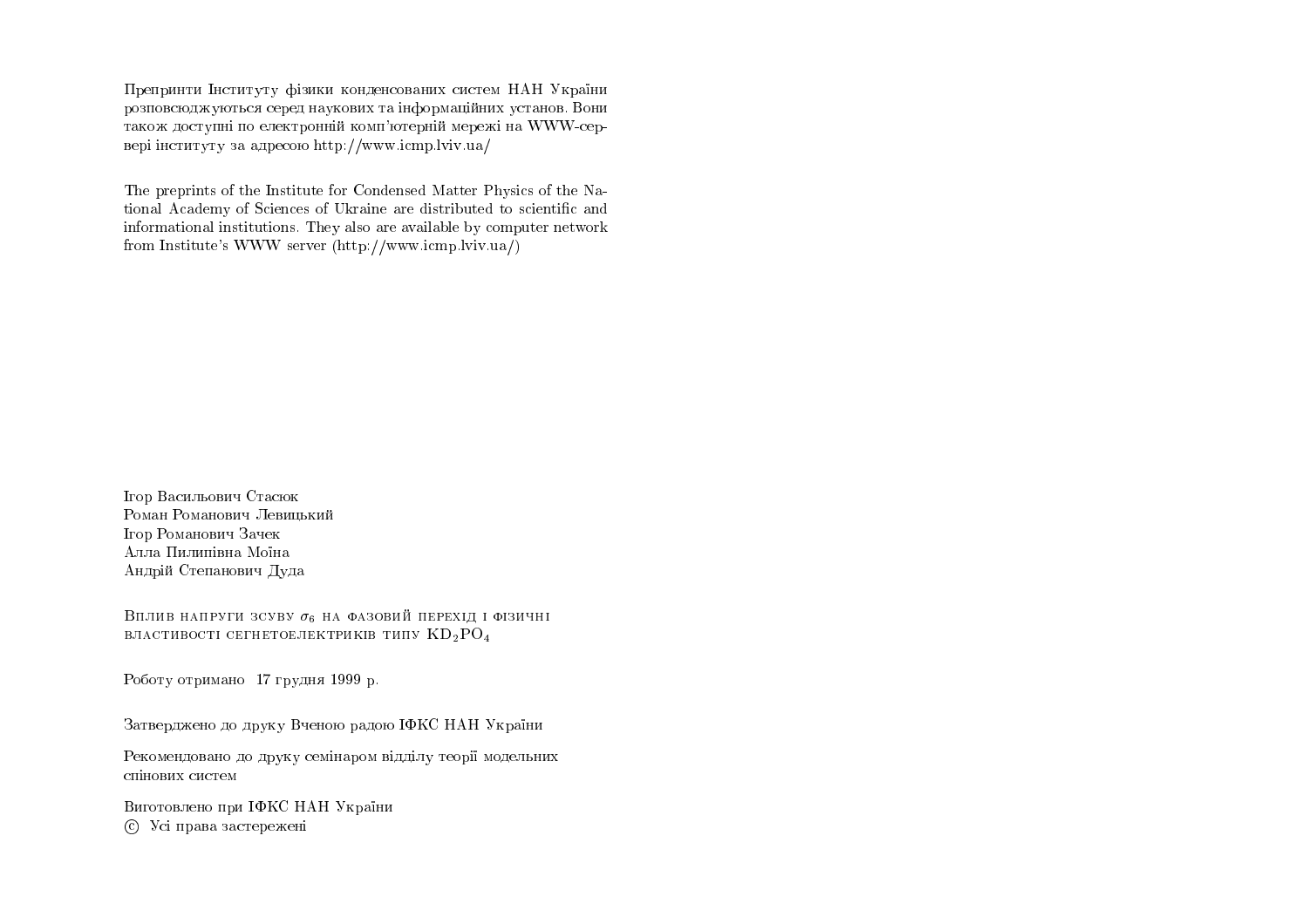Препринти Інституту фізики конденсованих систем НАН України розповсюджуються серед наукових та інформаційних установ. Вони також доступні по електронній комп'ютерній мережі на WWW-сервері інституту за адресою http://www.icmp.lviv.ua/

The preprints of the Institute for Condensed Matter Physics of the National Academy of Sciences of Ukraine are distributed to scientific and informational institutions. They also are available by computer network from Institute's WWW server (http://www.icmp.lviv.ua/)

Ігор Васильович Стасюк
Роман Романович Левицький
Ігор Романович Зачек
Алла Пилипівна Моїна
Андрій Степанович Дуда

Вплив напруги зсуву $\sigma_6$ на фазовий перехід і фізичні властивості сегнетоелектриків типу $KD_2PO_4$

Роботу отримано 17 грудня 1999 р.

Затверджено до друку Вченою радою ІФКС НАН України

Рекомендовано до друку семінаром відділу теорії модельних спінових систем

Виготовлено при ІФКС НАН України
© Усі права застережені